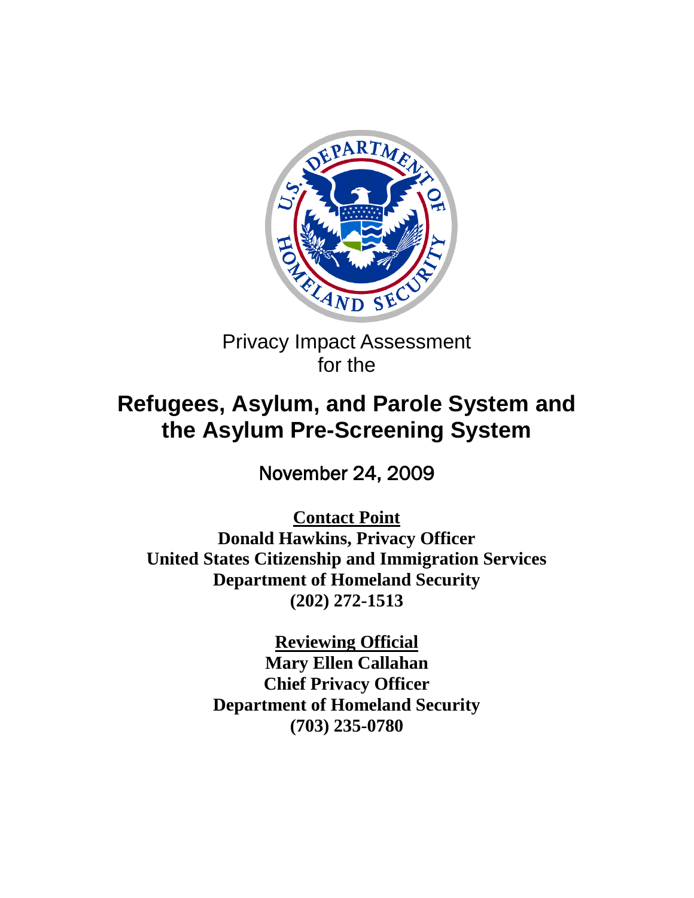Privacy Impact Assessment
for the

# Refugees, Asylum, and Parole System and the Asylum Pre-Screening System

November 24, 2009

**Contact Point**
**Donald Hawkins, Privacy Officer**
**United States Citizenship and Immigration Services**
**Department of Homeland Security**
**(202) 272-1513**

**Reviewing Official**
**Mary Ellen Callahan**
**Chief Privacy Officer**
**Department of Homeland Security**
**(703) 235-0780**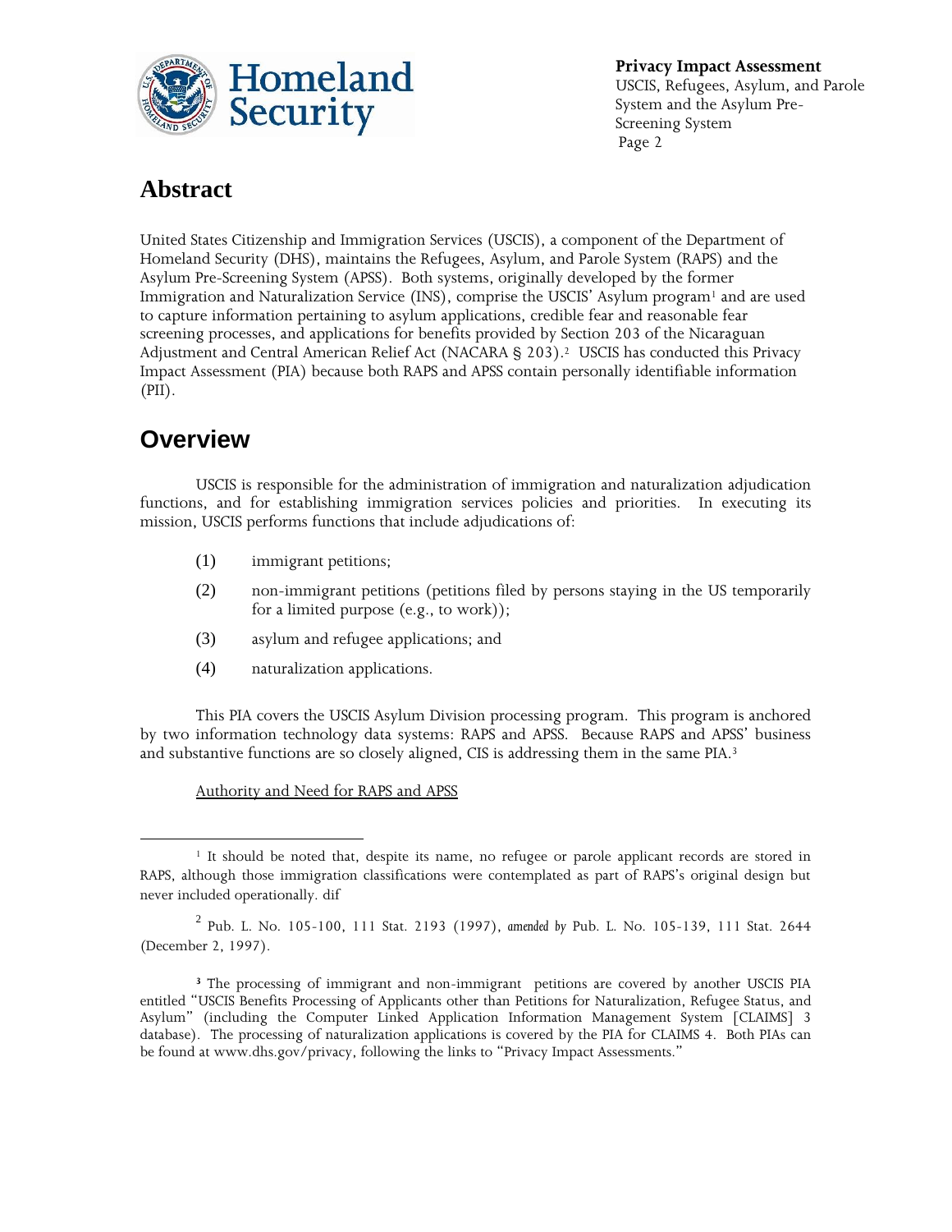## Abstract

United States Citizenship and Immigration Services (USCIS), a component of the Department of Homeland Security (DHS), maintains the Refugees, Asylum, and Parole System (RAPS) and the Asylum Pre-Screening System (APSS). Both systems, originally developed by the former Immigration and Naturalization Service (INS), comprise the USCIS' Asylum program[1] and are used to capture information pertaining to asylum applications, credible fear and reasonable fear screening processes, and applications for benefits provided by Section 203 of the Nicaraguan Adjustment and Central American Relief Act (NACARA § 203).[2] USCIS has conducted this Privacy Impact Assessment (PIA) because both RAPS and APSS contain personally identifiable information (PII).

## Overview

USCIS is responsible for the administration of immigration and naturalization adjudication functions, and for establishing immigration services policies and priorities. In executing its mission, USCIS performs functions that include adjudications of:

(1) immigrant petitions;

(2) non-immigrant petitions (petitions filed by persons staying in the US temporarily for a limited purpose (e.g., to work));

(3) asylum and refugee applications; and

(4) naturalization applications.

This PIA covers the USCIS Asylum Division processing program. This program is anchored by two information technology data systems: RAPS and APSS. Because RAPS and APSS' business and substantive functions are so closely aligned, CIS is addressing them in the same PIA.[3]

Authority and Need for RAPS and APSS

---

[1] It should be noted that, despite its name, no refugee or parole applicant records are stored in RAPS, although those immigration classifications were contemplated as part of RAPS's original design but never included operationally. dif

[2] Pub. L. No. 105-100, 111 Stat. 2193 (1997), *amended by* Pub. L. No. 105-139, 111 Stat. 2644 (December 2, 1997).

[3] The processing of immigrant and non-immigrant petitions are covered by another USCIS PIA entitled "USCIS Benefits Processing of Applicants other than Petitions for Naturalization, Refugee Status, and Asylum" (including the Computer Linked Application Information Management System [CLAIMS] 3 database). The processing of naturalization applications is covered by the PIA for CLAIMS 4. Both PIAs can be found at www.dhs.gov/privacy, following the links to "Privacy Impact Assessments."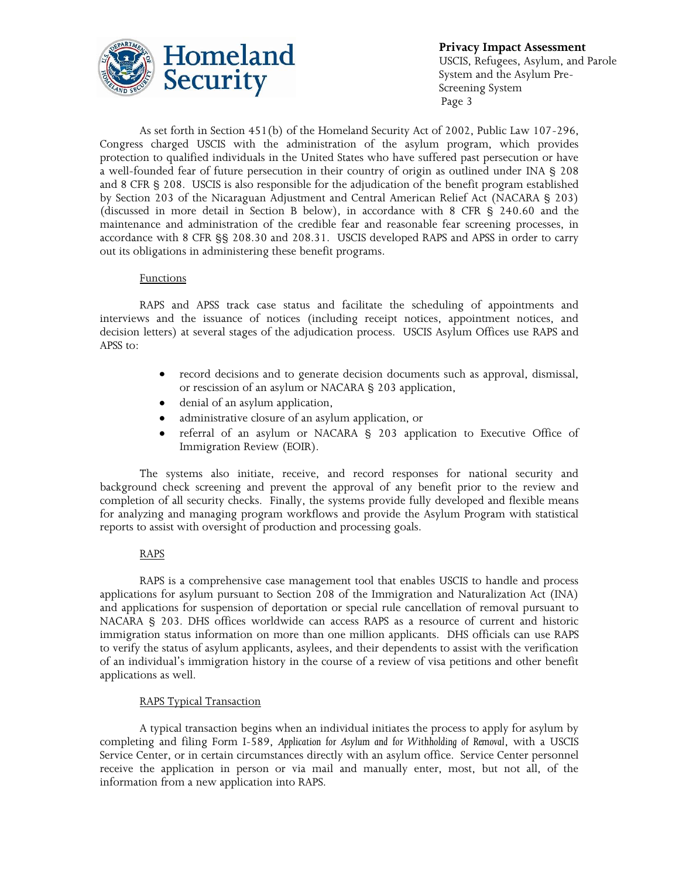As set forth in Section 451(b) of the Homeland Security Act of 2002, Public Law 107-296, Congress charged USCIS with the administration of the asylum program, which provides protection to qualified individuals in the United States who have suffered past persecution or have a well-founded fear of future persecution in their country of origin as outlined under INA § 208 and 8 CFR § 208. USCIS is also responsible for the adjudication of the benefit program established by Section 203 of the Nicaraguan Adjustment and Central American Relief Act (NACARA § 203) (discussed in more detail in Section B below), in accordance with 8 CFR § 240.60 and the maintenance and administration of the credible fear and reasonable fear screening processes, in accordance with 8 CFR §§ 208.30 and 208.31. USCIS developed RAPS and APSS in order to carry out its obligations in administering these benefit programs.

Functions

RAPS and APSS track case status and facilitate the scheduling of appointments and interviews and the issuance of notices (including receipt notices, appointment notices, and decision letters) at several stages of the adjudication process. USCIS Asylum Offices use RAPS and APSS to:

- record decisions and to generate decision documents such as approval, dismissal, or rescission of an asylum or NACARA § 203 application,
- denial of an asylum application,
- administrative closure of an asylum application, or
- referral of an asylum or NACARA § 203 application to Executive Office of Immigration Review (EOIR).

The systems also initiate, receive, and record responses for national security and background check screening and prevent the approval of any benefit prior to the review and completion of all security checks. Finally, the systems provide fully developed and flexible means for analyzing and managing program workflows and provide the Asylum Program with statistical reports to assist with oversight of production and processing goals.

RAPS

RAPS is a comprehensive case management tool that enables USCIS to handle and process applications for asylum pursuant to Section 208 of the Immigration and Naturalization Act (INA) and applications for suspension of deportation or special rule cancellation of removal pursuant to NACARA § 203. DHS offices worldwide can access RAPS as a resource of current and historic immigration status information on more than one million applicants. DHS officials can use RAPS to verify the status of asylum applicants, asylees, and their dependents to assist with the verification of an individual's immigration history in the course of a review of visa petitions and other benefit applications as well.

RAPS Typical Transaction

A typical transaction begins when an individual initiates the process to apply for asylum by completing and filing Form I-589, *Application for Asylum and for Withholding of Removal*, with a USCIS Service Center, or in certain circumstances directly with an asylum office. Service Center personnel receive the application in person or via mail and manually enter, most, but not all, of the information from a new application into RAPS.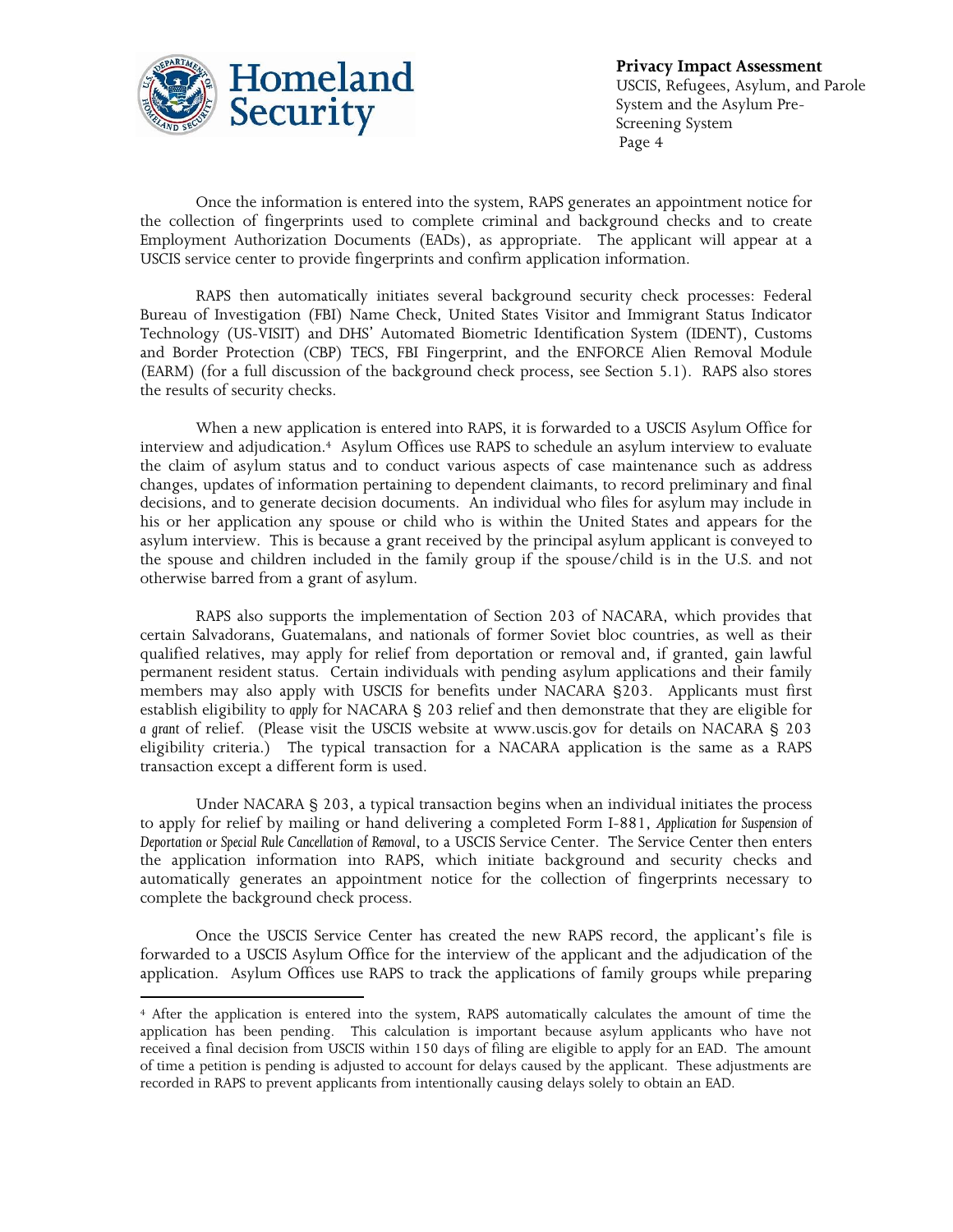Once the information is entered into the system, RAPS generates an appointment notice for the collection of fingerprints used to complete criminal and background checks and to create Employment Authorization Documents (EADs), as appropriate. The applicant will appear at a USCIS service center to provide fingerprints and confirm application information.

RAPS then automatically initiates several background security check processes: Federal Bureau of Investigation (FBI) Name Check, United States Visitor and Immigrant Status Indicator Technology (US-VISIT) and DHS' Automated Biometric Identification System (IDENT), Customs and Border Protection (CBP) TECS, FBI Fingerprint, and the ENFORCE Alien Removal Module (EARM) (for a full discussion of the background check process, see Section 5.1). RAPS also stores the results of security checks.

When a new application is entered into RAPS, it is forwarded to a USCIS Asylum Office for interview and adjudication.[4] Asylum Offices use RAPS to schedule an asylum interview to evaluate the claim of asylum status and to conduct various aspects of case maintenance such as address changes, updates of information pertaining to dependent claimants, to record preliminary and final decisions, and to generate decision documents. An individual who files for asylum may include in his or her application any spouse or child who is within the United States and appears for the asylum interview. This is because a grant received by the principal asylum applicant is conveyed to the spouse and children included in the family group if the spouse/child is in the U.S. and not otherwise barred from a grant of asylum.

RAPS also supports the implementation of Section 203 of NACARA, which provides that certain Salvadorans, Guatemalans, and nationals of former Soviet bloc countries, as well as their qualified relatives, may apply for relief from deportation or removal and, if granted, gain lawful permanent resident status. Certain individuals with pending asylum applications and their family members may also apply with USCIS for benefits under NACARA §203. Applicants must first establish eligibility to *apply* for NACARA § 203 relief and then demonstrate that they are eligible for *a grant* of relief. (Please visit the USCIS website at www.uscis.gov for details on NACARA § 203 eligibility criteria.) The typical transaction for a NACARA application is the same as a RAPS transaction except a different form is used.

Under NACARA § 203, a typical transaction begins when an individual initiates the process to apply for relief by mailing or hand delivering a completed Form I-881, *Application for Suspension of Deportation or Special Rule Cancellation of Removal*, to a USCIS Service Center. The Service Center then enters the application information into RAPS, which initiate background and security checks and automatically generates an appointment notice for the collection of fingerprints necessary to complete the background check process.

Once the USCIS Service Center has created the new RAPS record, the applicant's file is forwarded to a USCIS Asylum Office for the interview of the applicant and the adjudication of the application. Asylum Offices use RAPS to track the applications of family groups while preparing

---

[4] After the application is entered into the system, RAPS automatically calculates the amount of time the application has been pending. This calculation is important because asylum applicants who have not received a final decision from USCIS within 150 days of filing are eligible to apply for an EAD. The amount of time a petition is pending is adjusted to account for delays caused by the applicant. These adjustments are recorded in RAPS to prevent applicants from intentionally causing delays solely to obtain an EAD.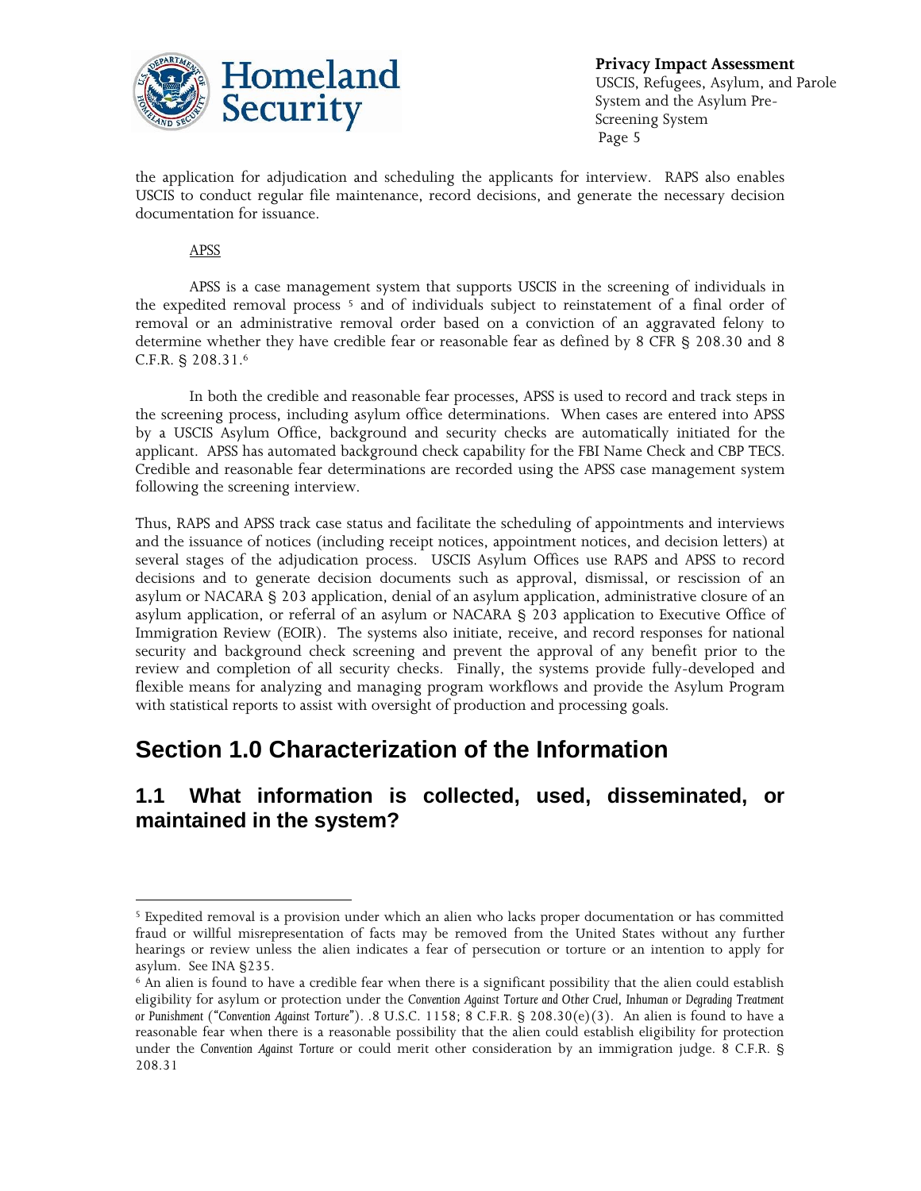the application for adjudication and scheduling the applicants for interview. RAPS also enables USCIS to conduct regular file maintenance, record decisions, and generate the necessary decision documentation for issuance.

APSS

APSS is a case management system that supports USCIS in the screening of individuals in the expedited removal process [5] and of individuals subject to reinstatement of a final order of removal or an administrative removal order based on a conviction of an aggravated felony to determine whether they have credible fear or reasonable fear as defined by 8 CFR § 208.30 and 8 C.F.R. § 208.31.[6]

In both the credible and reasonable fear processes, APSS is used to record and track steps in the screening process, including asylum office determinations. When cases are entered into APSS by a USCIS Asylum Office, background and security checks are automatically initiated for the applicant. APSS has automated background check capability for the FBI Name Check and CBP TECS. Credible and reasonable fear determinations are recorded using the APSS case management system following the screening interview.

Thus, RAPS and APSS track case status and facilitate the scheduling of appointments and interviews and the issuance of notices (including receipt notices, appointment notices, and decision letters) at several stages of the adjudication process. USCIS Asylum Offices use RAPS and APSS to record decisions and to generate decision documents such as approval, dismissal, or rescission of an asylum or NACARA § 203 application, denial of an asylum application, administrative closure of an asylum application, or referral of an asylum or NACARA § 203 application to Executive Office of Immigration Review (EOIR). The systems also initiate, receive, and record responses for national security and background check screening and prevent the approval of any benefit prior to the review and completion of all security checks. Finally, the systems provide fully-developed and flexible means for analyzing and managing program workflows and provide the Asylum Program with statistical reports to assist with oversight of production and processing goals.

# Section 1.0 Characterization of the Information

## 1.1 What information is collected, used, disseminated, or maintained in the system?

---

[5] Expedited removal is a provision under which an alien who lacks proper documentation or has committed fraud or willful misrepresentation of facts may be removed from the United States without any further hearings or review unless the alien indicates a fear of persecution or torture or an intention to apply for asylum. See INA §235.

[6] An alien is found to have a credible fear when there is a significant possibility that the alien could establish eligibility for asylum or protection under the *Convention Against Torture and Other Cruel, Inhuman or Degrading Treatment or Punishment* ("*Convention Against Torture*"). .8 U.S.C. 1158; 8 C.F.R. § 208.30(e)(3). An alien is found to have a reasonable fear when there is a reasonable possibility that the alien could establish eligibility for protection under the *Convention Against Torture* or could merit other consideration by an immigration judge. 8 C.F.R. § 208.31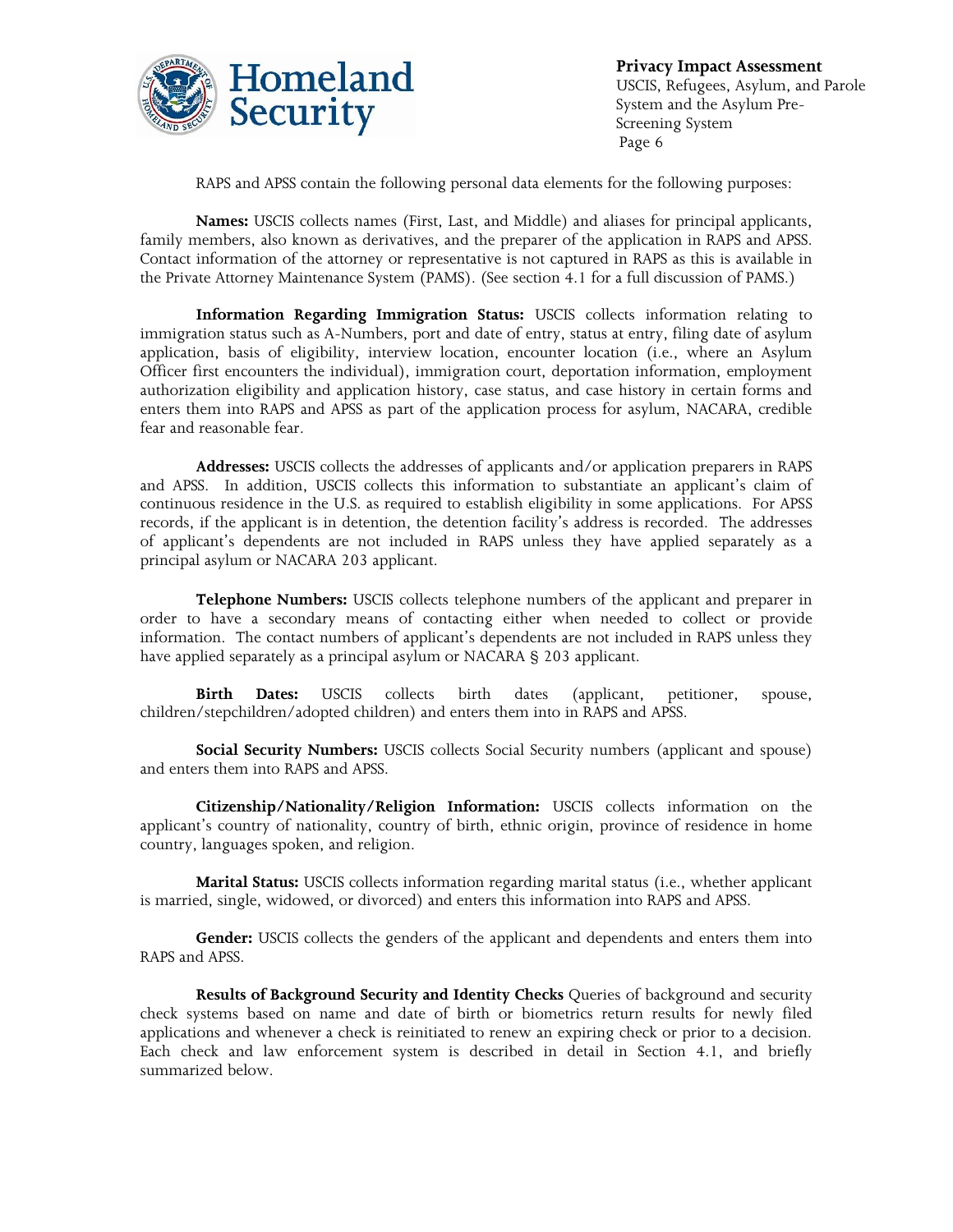RAPS and APSS contain the following personal data elements for the following purposes:

**Names:** USCIS collects names (First, Last, and Middle) and aliases for principal applicants, family members, also known as derivatives, and the preparer of the application in RAPS and APSS. Contact information of the attorney or representative is not captured in RAPS as this is available in the Private Attorney Maintenance System (PAMS). (See section 4.1 for a full discussion of PAMS.)

**Information Regarding Immigration Status:** USCIS collects information relating to immigration status such as A-Numbers, port and date of entry, status at entry, filing date of asylum application, basis of eligibility, interview location, encounter location (i.e., where an Asylum Officer first encounters the individual), immigration court, deportation information, employment authorization eligibility and application history, case status, and case history in certain forms and enters them into RAPS and APSS as part of the application process for asylum, NACARA, credible fear and reasonable fear.

**Addresses:** USCIS collects the addresses of applicants and/or application preparers in RAPS and APSS. In addition, USCIS collects this information to substantiate an applicant's claim of continuous residence in the U.S. as required to establish eligibility in some applications. For APSS records, if the applicant is in detention, the detention facility's address is recorded. The addresses of applicant's dependents are not included in RAPS unless they have applied separately as a principal asylum or NACARA 203 applicant.

**Telephone Numbers:** USCIS collects telephone numbers of the applicant and preparer in order to have a secondary means of contacting either when needed to collect or provide information. The contact numbers of applicant's dependents are not included in RAPS unless they have applied separately as a principal asylum or NACARA § 203 applicant.

**Birth Dates:** USCIS collects birth dates (applicant, petitioner, spouse, children/stepchildren/adopted children) and enters them into in RAPS and APSS.

**Social Security Numbers:** USCIS collects Social Security numbers (applicant and spouse) and enters them into RAPS and APSS.

**Citizenship/Nationality/Religion Information:** USCIS collects information on the applicant's country of nationality, country of birth, ethnic origin, province of residence in home country, languages spoken, and religion.

**Marital Status:** USCIS collects information regarding marital status (i.e., whether applicant is married, single, widowed, or divorced) and enters this information into RAPS and APSS.

**Gender:** USCIS collects the genders of the applicant and dependents and enters them into RAPS and APSS.

**Results of Background Security and Identity Checks** Queries of background and security check systems based on name and date of birth or biometrics return results for newly filed applications and whenever a check is reinitiated to renew an expiring check or prior to a decision. Each check and law enforcement system is described in detail in Section 4.1, and briefly summarized below.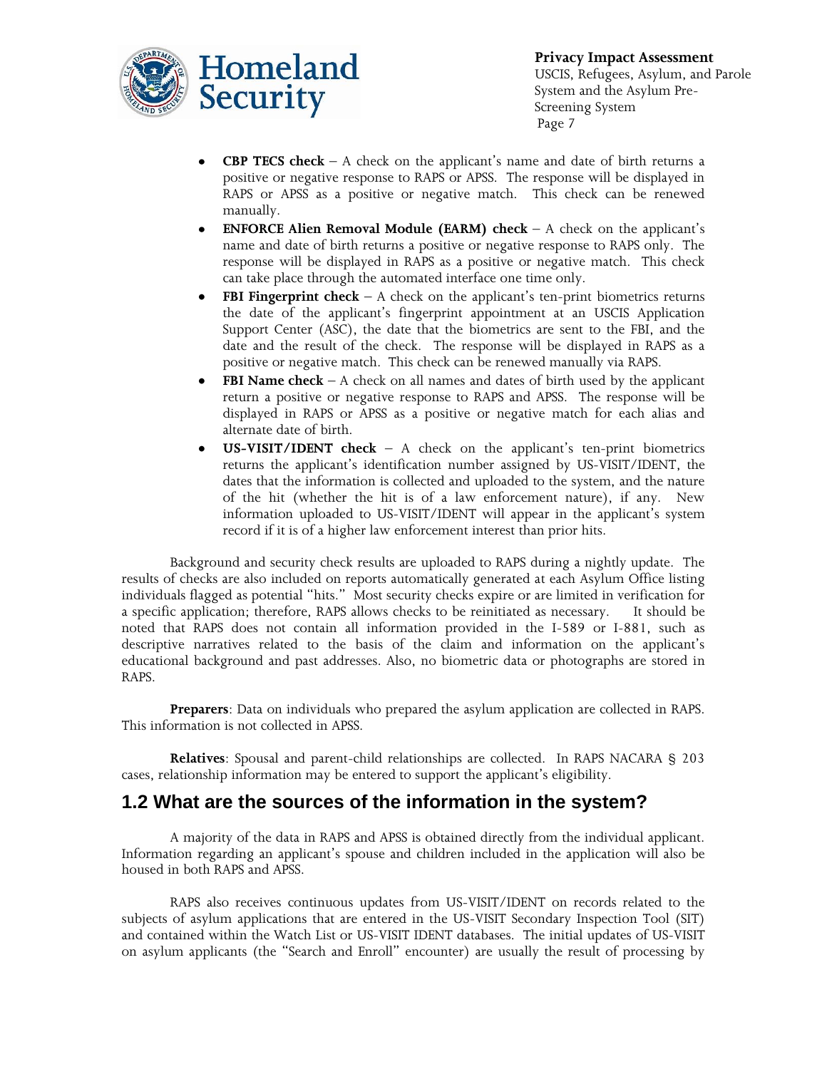- **CBP TECS check** – A check on the applicant's name and date of birth returns a positive or negative response to RAPS or APSS. The response will be displayed in RAPS or APSS as a positive or negative match. This check can be renewed manually.
- **ENFORCE Alien Removal Module (EARM) check** – A check on the applicant's name and date of birth returns a positive or negative response to RAPS only. The response will be displayed in RAPS as a positive or negative match. This check can take place through the automated interface one time only.
- **FBI Fingerprint check** – A check on the applicant's ten-print biometrics returns the date of the applicant's fingerprint appointment at an USCIS Application Support Center (ASC), the date that the biometrics are sent to the FBI, and the date and the result of the check. The response will be displayed in RAPS as a positive or negative match. This check can be renewed manually via RAPS.
- **FBI Name check** – A check on all names and dates of birth used by the applicant return a positive or negative response to RAPS and APSS. The response will be displayed in RAPS or APSS as a positive or negative match for each alias and alternate date of birth.
- **US-VISIT/IDENT check** – A check on the applicant's ten-print biometrics returns the applicant's identification number assigned by US-VISIT/IDENT, the dates that the information is collected and uploaded to the system, and the nature of the hit (whether the hit is of a law enforcement nature), if any. New information uploaded to US-VISIT/IDENT will appear in the applicant's system record if it is of a higher law enforcement interest than prior hits.

Background and security check results are uploaded to RAPS during a nightly update. The results of checks are also included on reports automatically generated at each Asylum Office listing individuals flagged as potential "hits." Most security checks expire or are limited in verification for a specific application; therefore, RAPS allows checks to be reinitiated as necessary. It should be noted that RAPS does not contain all information provided in the I-589 or I-881, such as descriptive narratives related to the basis of the claim and information on the applicant's educational background and past addresses. Also, no biometric data or photographs are stored in RAPS.

**Preparers**: Data on individuals who prepared the asylum application are collected in RAPS. This information is not collected in APSS.

**Relatives**: Spousal and parent-child relationships are collected. In RAPS NACARA § 203 cases, relationship information may be entered to support the applicant's eligibility.

## 1.2 What are the sources of the information in the system?

A majority of the data in RAPS and APSS is obtained directly from the individual applicant. Information regarding an applicant's spouse and children included in the application will also be housed in both RAPS and APSS.

RAPS also receives continuous updates from US-VISIT/IDENT on records related to the subjects of asylum applications that are entered in the US-VISIT Secondary Inspection Tool (SIT) and contained within the Watch List or US-VISIT IDENT databases. The initial updates of US-VISIT on asylum applicants (the "Search and Enroll" encounter) are usually the result of processing by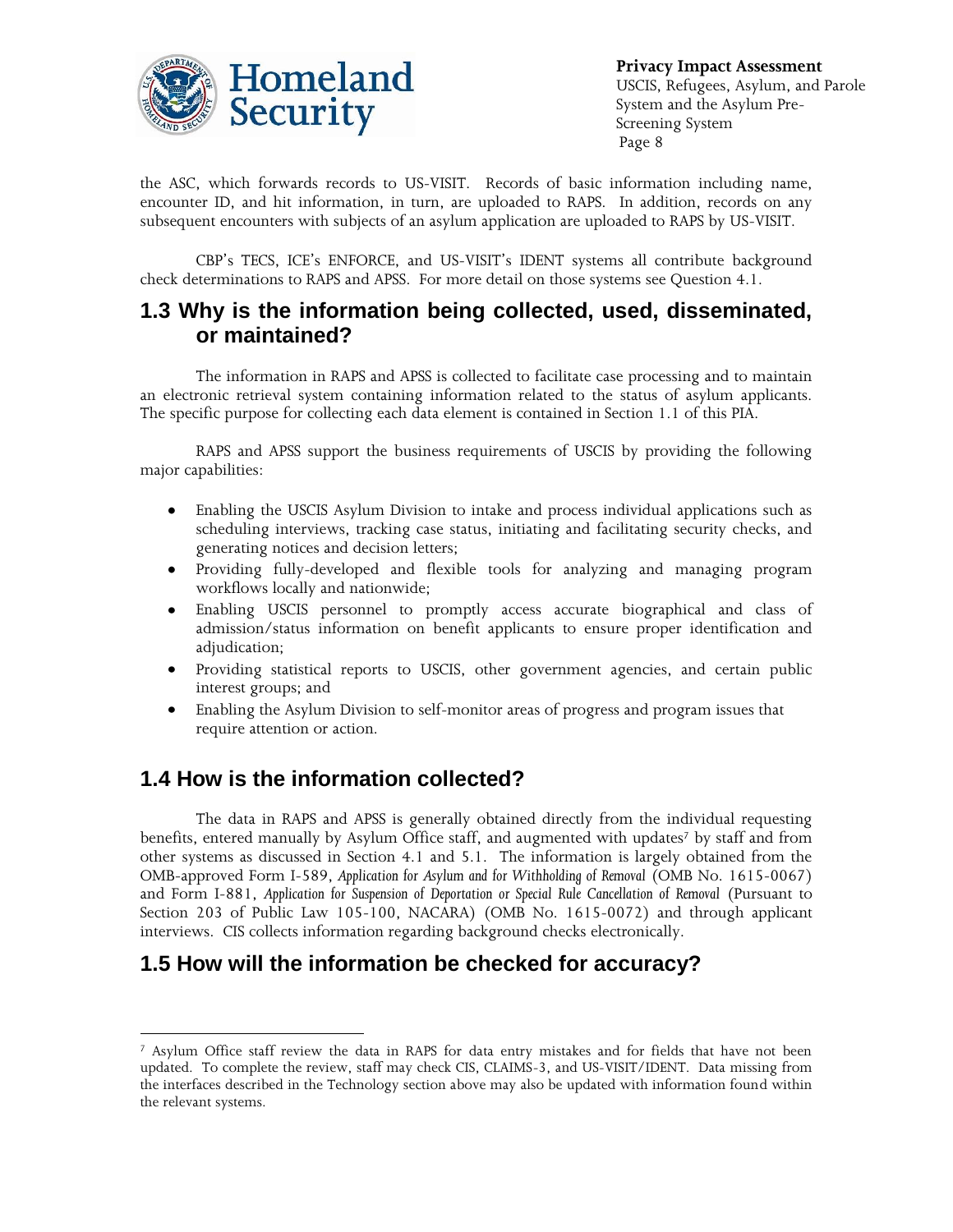the ASC, which forwards records to US-VISIT. Records of basic information including name, encounter ID, and hit information, in turn, are uploaded to RAPS. In addition, records on any subsequent encounters with subjects of an asylum application are uploaded to RAPS by US-VISIT.

CBP's TECS, ICE's ENFORCE, and US-VISIT's IDENT systems all contribute background check determinations to RAPS and APSS. For more detail on those systems see Question 4.1.

## 1.3 Why is the information being collected, used, disseminated, or maintained?

The information in RAPS and APSS is collected to facilitate case processing and to maintain an electronic retrieval system containing information related to the status of asylum applicants. The specific purpose for collecting each data element is contained in Section 1.1 of this PIA.

RAPS and APSS support the business requirements of USCIS by providing the following major capabilities:

- Enabling the USCIS Asylum Division to intake and process individual applications such as scheduling interviews, tracking case status, initiating and facilitating security checks, and generating notices and decision letters;
- Providing fully-developed and flexible tools for analyzing and managing program workflows locally and nationwide;
- Enabling USCIS personnel to promptly access accurate biographical and class of admission/status information on benefit applicants to ensure proper identification and adjudication;
- Providing statistical reports to USCIS, other government agencies, and certain public interest groups; and
- Enabling the Asylum Division to self-monitor areas of progress and program issues that require attention or action.

## 1.4 How is the information collected?

The data in RAPS and APSS is generally obtained directly from the individual requesting benefits, entered manually by Asylum Office staff, and augmented with updates[7] by staff and from other systems as discussed in Section 4.1 and 5.1. The information is largely obtained from the OMB-approved Form I-589, *Application for Asylum and for Withholding of Removal* (OMB No. 1615-0067) and Form I-881, *Application for Suspension of Deportation or Special Rule Cancellation of Removal* (Pursuant to Section 203 of Public Law 105-100, NACARA) (OMB No. 1615-0072) and through applicant interviews. CIS collects information regarding background checks electronically.

## 1.5 How will the information be checked for accuracy?

---

[7] Asylum Office staff review the data in RAPS for data entry mistakes and for fields that have not been updated. To complete the review, staff may check CIS, CLAIMS-3, and US-VISIT/IDENT. Data missing from the interfaces described in the Technology section above may also be updated with information found within the relevant systems.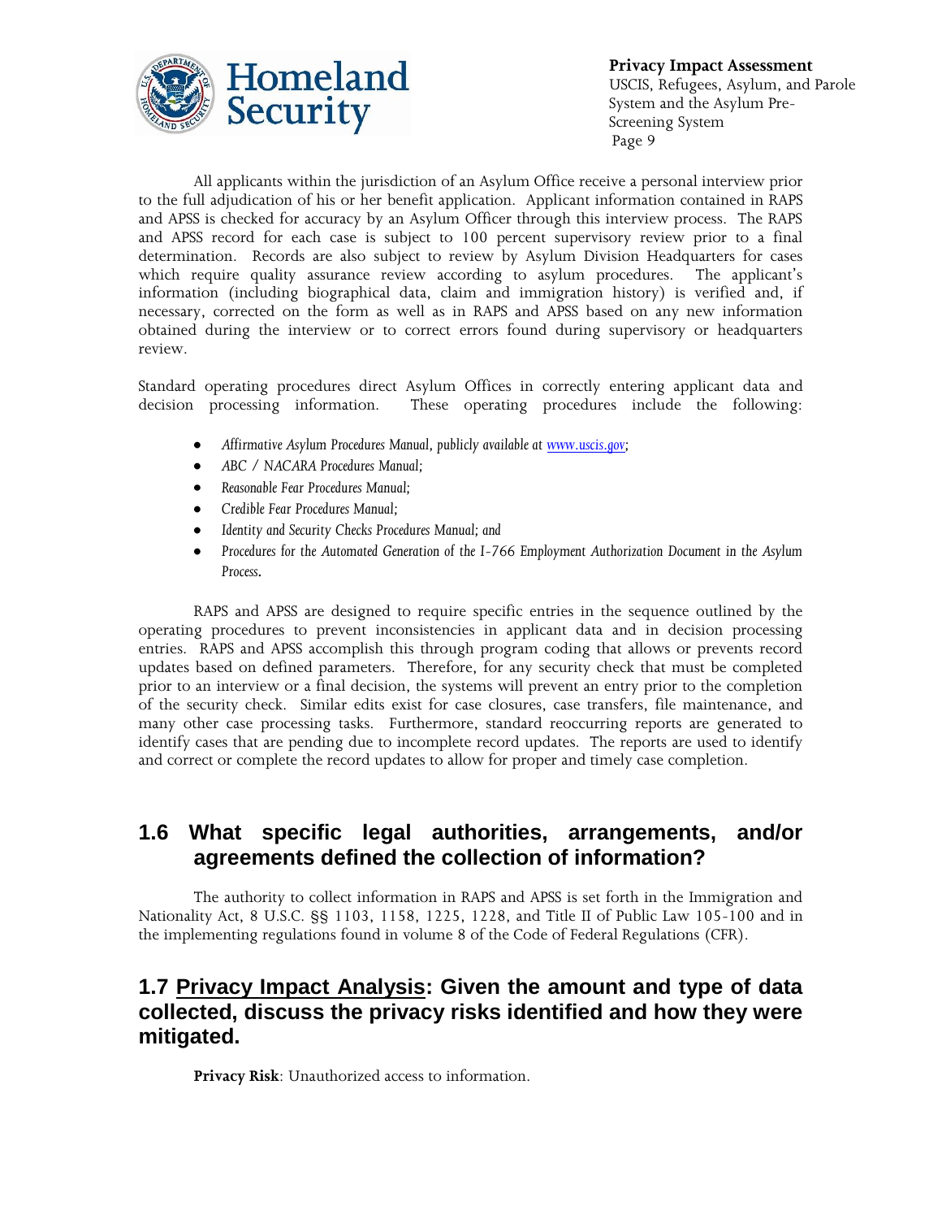All applicants within the jurisdiction of an Asylum Office receive a personal interview prior to the full adjudication of his or her benefit application. Applicant information contained in RAPS and APSS is checked for accuracy by an Asylum Officer through this interview process. The RAPS and APSS record for each case is subject to 100 percent supervisory review prior to a final determination. Records are also subject to review by Asylum Division Headquarters for cases which require quality assurance review according to asylum procedures. The applicant's information (including biographical data, claim and immigration history) is verified and, if necessary, corrected on the form as well as in RAPS and APSS based on any new information obtained during the interview or to correct errors found during supervisory or headquarters review.

Standard operating procedures direct Asylum Offices in correctly entering applicant data and decision processing information. These operating procedures include the following:

- *Affirmative Asylum Procedures Manual, publicly available at www.uscis.gov;*
- *ABC / NACARA Procedures Manual;*
- *Reasonable Fear Procedures Manual;*
- *Credible Fear Procedures Manual;*
- *Identity and Security Checks Procedures Manual; and*
- *Procedures for the Automated Generation of the I-766 Employment Authorization Document in the Asylum Process.*

RAPS and APSS are designed to require specific entries in the sequence outlined by the operating procedures to prevent inconsistencies in applicant data and in decision processing entries. RAPS and APSS accomplish this through program coding that allows or prevents record updates based on defined parameters. Therefore, for any security check that must be completed prior to an interview or a final decision, the systems will prevent an entry prior to the completion of the security check. Similar edits exist for case closures, case transfers, file maintenance, and many other case processing tasks. Furthermore, standard reoccurring reports are generated to identify cases that are pending due to incomplete record updates. The reports are used to identify and correct or complete the record updates to allow for proper and timely case completion.

## 1.6 What specific legal authorities, arrangements, and/or agreements defined the collection of information?

The authority to collect information in RAPS and APSS is set forth in the Immigration and Nationality Act, 8 U.S.C. §§ 1103, 1158, 1225, 1228, and Title II of Public Law 105-100 and in the implementing regulations found in volume 8 of the Code of Federal Regulations (CFR).

## 1.7 Privacy Impact Analysis: Given the amount and type of data collected, discuss the privacy risks identified and how they were mitigated.

**Privacy Risk**: Unauthorized access to information.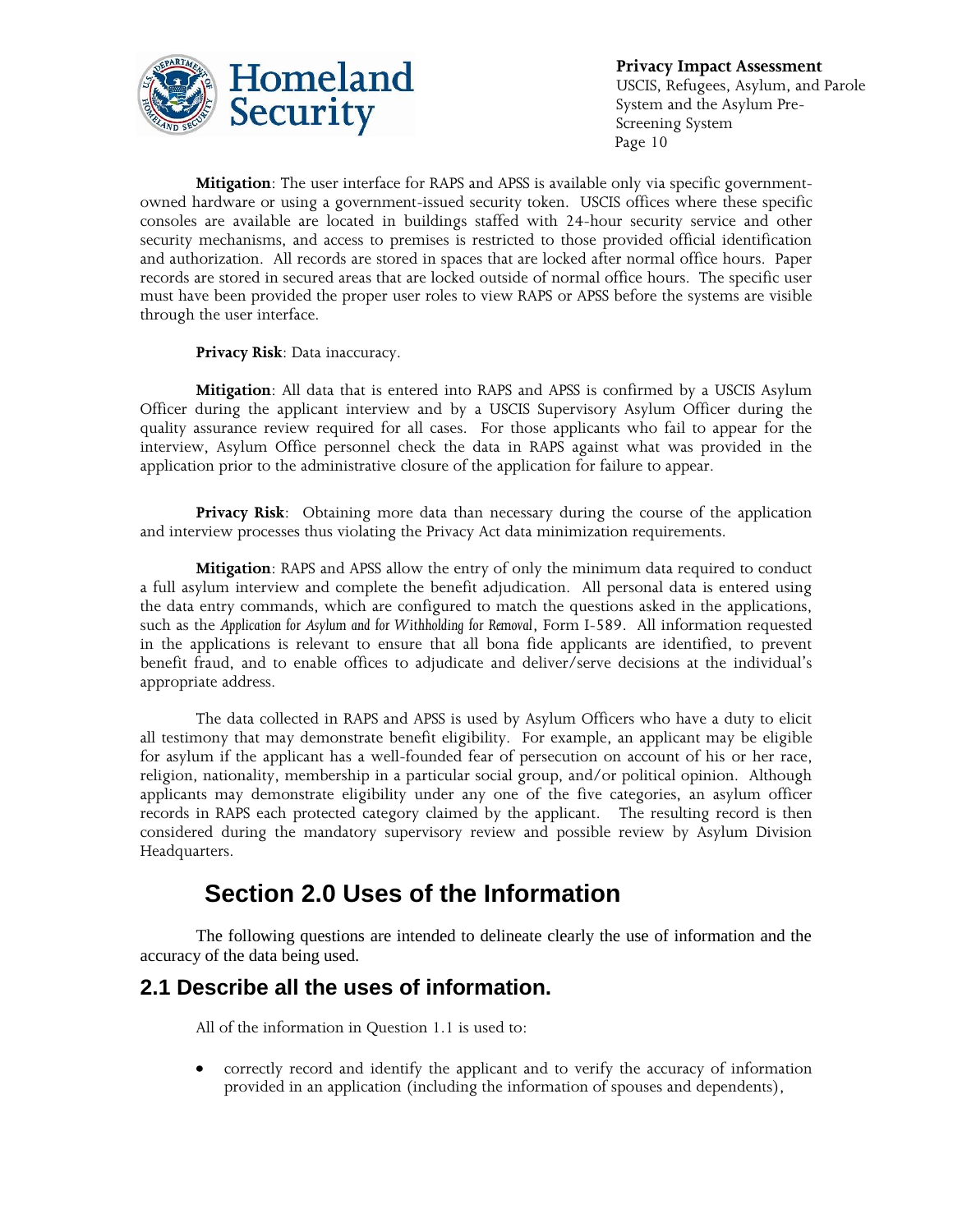**Mitigation**: The user interface for RAPS and APSS is available only via specific government-owned hardware or using a government-issued security token. USCIS offices where these specific consoles are available are located in buildings staffed with 24-hour security service and other security mechanisms, and access to premises is restricted to those provided official identification and authorization. All records are stored in spaces that are locked after normal office hours. Paper records are stored in secured areas that are locked outside of normal office hours. The specific user must have been provided the proper user roles to view RAPS or APSS before the systems are visible through the user interface.

**Privacy Risk**: Data inaccuracy.

**Mitigation**: All data that is entered into RAPS and APSS is confirmed by a USCIS Asylum Officer during the applicant interview and by a USCIS Supervisory Asylum Officer during the quality assurance review required for all cases. For those applicants who fail to appear for the interview, Asylum Office personnel check the data in RAPS against what was provided in the application prior to the administrative closure of the application for failure to appear.

**Privacy Risk**: Obtaining more data than necessary during the course of the application and interview processes thus violating the Privacy Act data minimization requirements.

**Mitigation**: RAPS and APSS allow the entry of only the minimum data required to conduct a full asylum interview and complete the benefit adjudication. All personal data is entered using the data entry commands, which are configured to match the questions asked in the applications, such as the *Application for Asylum and for Withholding for Removal*, Form I-589. All information requested in the applications is relevant to ensure that all bona fide applicants are identified, to prevent benefit fraud, and to enable offices to adjudicate and deliver/serve decisions at the individual's appropriate address.

The data collected in RAPS and APSS is used by Asylum Officers who have a duty to elicit all testimony that may demonstrate benefit eligibility. For example, an applicant may be eligible for asylum if the applicant has a well-founded fear of persecution on account of his or her race, religion, nationality, membership in a particular social group, and/or political opinion. Although applicants may demonstrate eligibility under any one of the five categories, an asylum officer records in RAPS each protected category claimed by the applicant. The resulting record is then considered during the mandatory supervisory review and possible review by Asylum Division Headquarters.

# Section 2.0 Uses of the Information

The following questions are intended to delineate clearly the use of information and the accuracy of the data being used.

## 2.1 Describe all the uses of information.

All of the information in Question 1.1 is used to:

- correctly record and identify the applicant and to verify the accuracy of information provided in an application (including the information of spouses and dependents),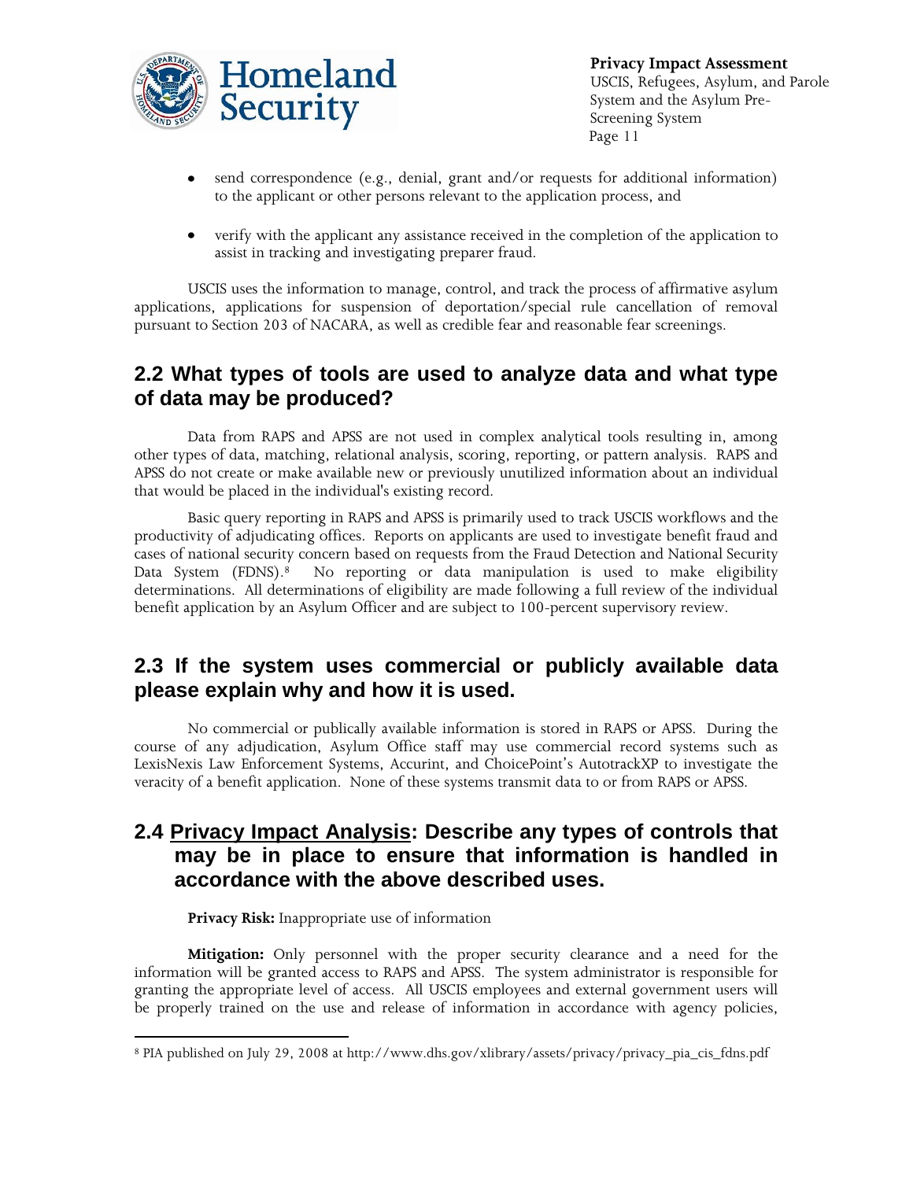- send correspondence (e.g., denial, grant and/or requests for additional information) to the applicant or other persons relevant to the application process, and
- verify with the applicant any assistance received in the completion of the application to assist in tracking and investigating preparer fraud.

USCIS uses the information to manage, control, and track the process of affirmative asylum applications, applications for suspension of deportation/special rule cancellation of removal pursuant to Section 203 of NACARA, as well as credible fear and reasonable fear screenings.

## 2.2 What types of tools are used to analyze data and what type of data may be produced?

Data from RAPS and APSS are not used in complex analytical tools resulting in, among other types of data, matching, relational analysis, scoring, reporting, or pattern analysis. RAPS and APSS do not create or make available new or previously unutilized information about an individual that would be placed in the individual's existing record.

Basic query reporting in RAPS and APSS is primarily used to track USCIS workflows and the productivity of adjudicating offices. Reports on applicants are used to investigate benefit fraud and cases of national security concern based on requests from the Fraud Detection and National Security Data System (FDNS).[8] No reporting or data manipulation is used to make eligibility determinations. All determinations of eligibility are made following a full review of the individual benefit application by an Asylum Officer and are subject to 100-percent supervisory review.

## 2.3 If the system uses commercial or publicly available data please explain why and how it is used.

No commercial or publically available information is stored in RAPS or APSS. During the course of any adjudication, Asylum Office staff may use commercial record systems such as LexisNexis Law Enforcement Systems, Accurint, and ChoicePoint's AutotrackXP to investigate the veracity of a benefit application. None of these systems transmit data to or from RAPS or APSS.

## 2.4 Privacy Impact Analysis: Describe any types of controls that may be in place to ensure that information is handled in accordance with the above described uses.

**Privacy Risk:** Inappropriate use of information

**Mitigation:** Only personnel with the proper security clearance and a need for the information will be granted access to RAPS and APSS. The system administrator is responsible for granting the appropriate level of access. All USCIS employees and external government users will be properly trained on the use and release of information in accordance with agency policies,

---

[8] PIA published on July 29, 2008 at http://www.dhs.gov/xlibrary/assets/privacy/privacy_pia_cis_fdns.pdf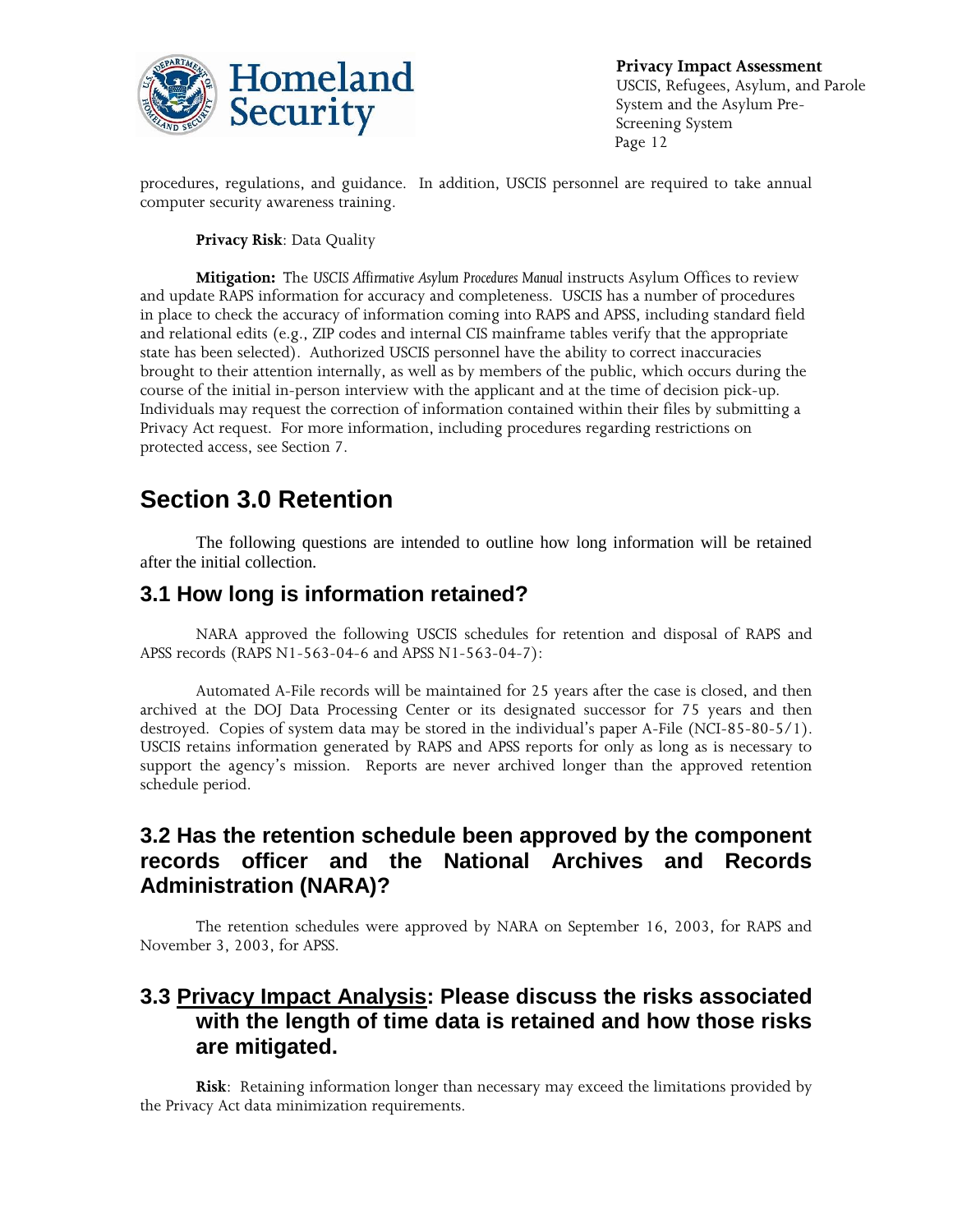procedures, regulations, and guidance. In addition, USCIS personnel are required to take annual computer security awareness training.

**Privacy Risk**: Data Quality

**Mitigation:** The *USCIS Affirmative Asylum Procedures Manual* instructs Asylum Offices to review and update RAPS information for accuracy and completeness. USCIS has a number of procedures in place to check the accuracy of information coming into RAPS and APSS, including standard field and relational edits (e.g., ZIP codes and internal CIS mainframe tables verify that the appropriate state has been selected). Authorized USCIS personnel have the ability to correct inaccuracies brought to their attention internally, as well as by members of the public, which occurs during the course of the initial in-person interview with the applicant and at the time of decision pick-up. Individuals may request the correction of information contained within their files by submitting a Privacy Act request. For more information, including procedures regarding restrictions on protected access, see Section 7.

# Section 3.0 Retention

The following questions are intended to outline how long information will be retained after the initial collection.

## 3.1 How long is information retained?

NARA approved the following USCIS schedules for retention and disposal of RAPS and APSS records (RAPS N1-563-04-6 and APSS N1-563-04-7):

Automated A-File records will be maintained for 25 years after the case is closed, and then archived at the DOJ Data Processing Center or its designated successor for 75 years and then destroyed. Copies of system data may be stored in the individual's paper A-File (NCI-85-80-5/1). USCIS retains information generated by RAPS and APSS reports for only as long as is necessary to support the agency's mission. Reports are never archived longer than the approved retention schedule period.

## 3.2 Has the retention schedule been approved by the component records officer and the National Archives and Records Administration (NARA)?

The retention schedules were approved by NARA on September 16, 2003, for RAPS and November 3, 2003, for APSS.

## 3.3 Privacy Impact Analysis: Please discuss the risks associated with the length of time data is retained and how those risks are mitigated.

**Risk**: Retaining information longer than necessary may exceed the limitations provided by the Privacy Act data minimization requirements.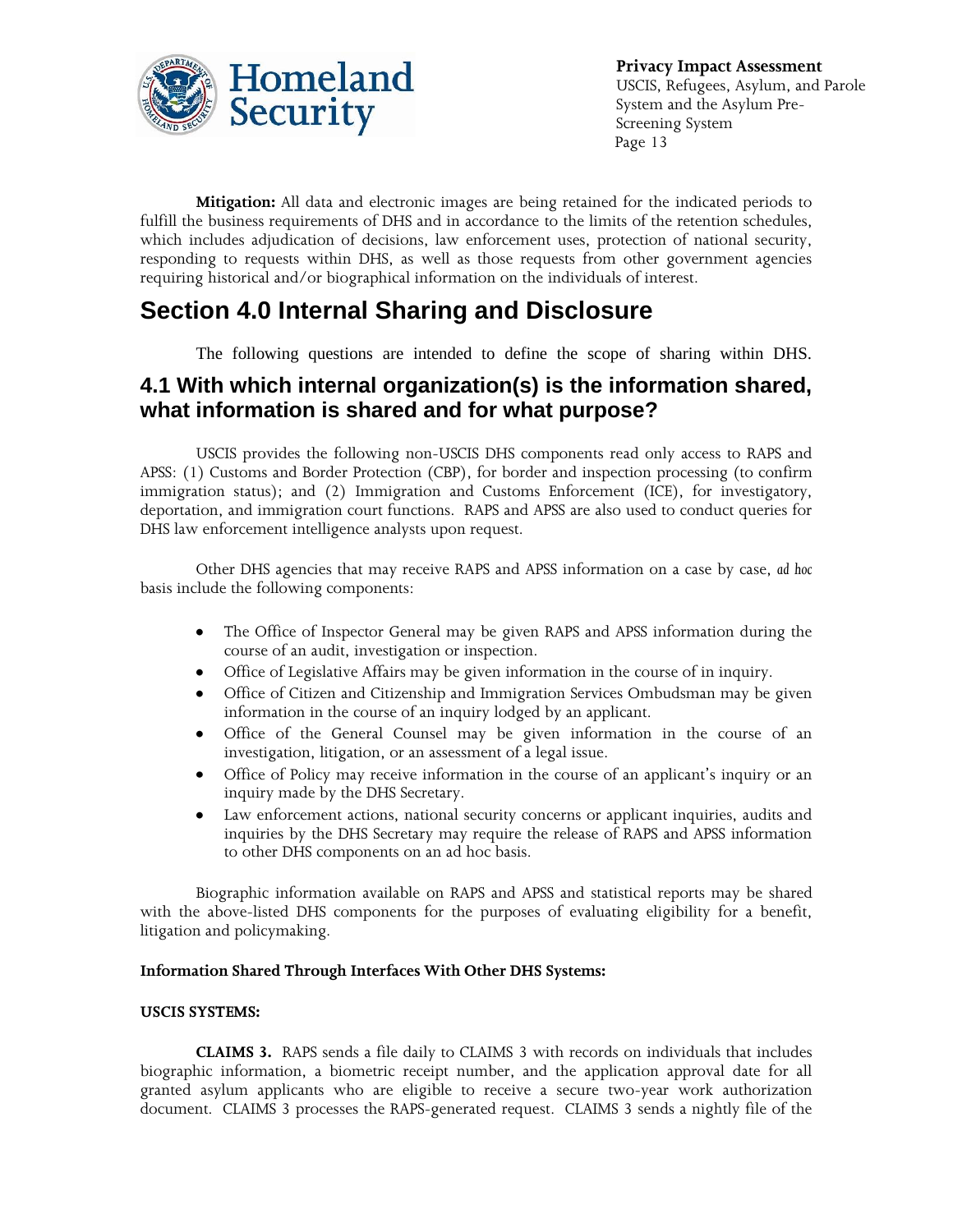**Mitigation:** All data and electronic images are being retained for the indicated periods to fulfill the business requirements of DHS and in accordance to the limits of the retention schedules, which includes adjudication of decisions, law enforcement uses, protection of national security, responding to requests within DHS, as well as those requests from other government agencies requiring historical and/or biographical information on the individuals of interest.

# Section 4.0 Internal Sharing and Disclosure

The following questions are intended to define the scope of sharing within DHS.

## 4.1 With which internal organization(s) is the information shared, what information is shared and for what purpose?

USCIS provides the following non-USCIS DHS components read only access to RAPS and APSS: (1) Customs and Border Protection (CBP), for border and inspection processing (to confirm immigration status); and (2) Immigration and Customs Enforcement (ICE), for investigatory, deportation, and immigration court functions. RAPS and APSS are also used to conduct queries for DHS law enforcement intelligence analysts upon request.

Other DHS agencies that may receive RAPS and APSS information on a case by case, *ad hoc* basis include the following components:

- The Office of Inspector General may be given RAPS and APSS information during the course of an audit, investigation or inspection.
- Office of Legislative Affairs may be given information in the course of in inquiry.
- Office of Citizen and Citizenship and Immigration Services Ombudsman may be given information in the course of an inquiry lodged by an applicant.
- Office of the General Counsel may be given information in the course of an investigation, litigation, or an assessment of a legal issue.
- Office of Policy may receive information in the course of an applicant's inquiry or an inquiry made by the DHS Secretary.
- Law enforcement actions, national security concerns or applicant inquiries, audits and inquiries by the DHS Secretary may require the release of RAPS and APSS information to other DHS components on an ad hoc basis.

Biographic information available on RAPS and APSS and statistical reports may be shared with the above-listed DHS components for the purposes of evaluating eligibility for a benefit, litigation and policymaking.

**Information Shared Through Interfaces With Other DHS Systems:**

**USCIS SYSTEMS:**

**CLAIMS 3.** RAPS sends a file daily to CLAIMS 3 with records on individuals that includes biographic information, a biometric receipt number, and the application approval date for all granted asylum applicants who are eligible to receive a secure two-year work authorization document. CLAIMS 3 processes the RAPS-generated request. CLAIMS 3 sends a nightly file of the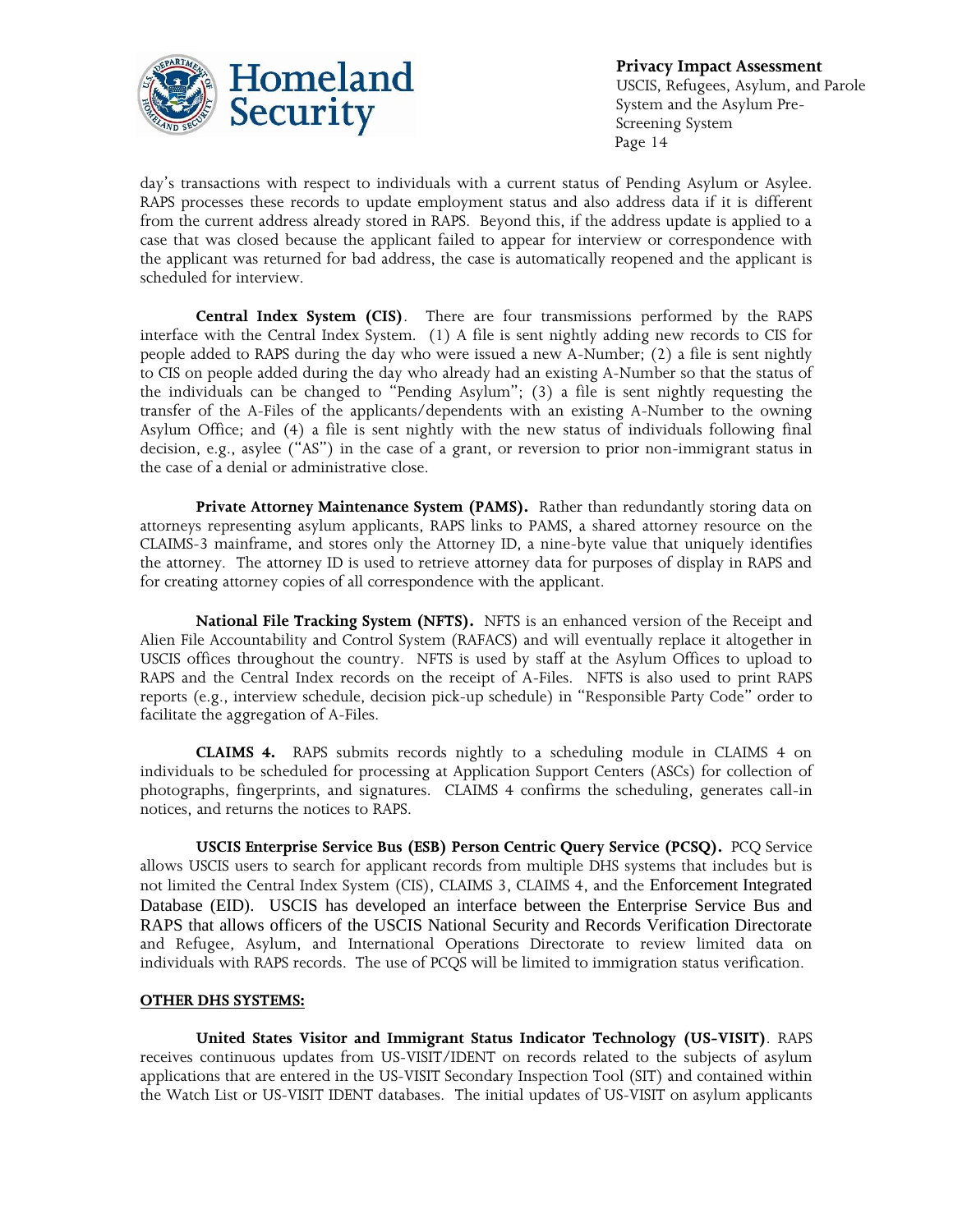day's transactions with respect to individuals with a current status of Pending Asylum or Asylee. RAPS processes these records to update employment status and also address data if it is different from the current address already stored in RAPS. Beyond this, if the address update is applied to a case that was closed because the applicant failed to appear for interview or correspondence with the applicant was returned for bad address, the case is automatically reopened and the applicant is scheduled for interview.

**Central Index System (CIS)**. There are four transmissions performed by the RAPS interface with the Central Index System. (1) A file is sent nightly adding new records to CIS for people added to RAPS during the day who were issued a new A-Number; (2) a file is sent nightly to CIS on people added during the day who already had an existing A-Number so that the status of the individuals can be changed to "Pending Asylum"; (3) a file is sent nightly requesting the transfer of the A-Files of the applicants/dependents with an existing A-Number to the owning Asylum Office; and (4) a file is sent nightly with the new status of individuals following final decision, e.g., asylee ("AS") in the case of a grant, or reversion to prior non-immigrant status in the case of a denial or administrative close.

**Private Attorney Maintenance System (PAMS).** Rather than redundantly storing data on attorneys representing asylum applicants, RAPS links to PAMS, a shared attorney resource on the CLAIMS-3 mainframe, and stores only the Attorney ID, a nine-byte value that uniquely identifies the attorney. The attorney ID is used to retrieve attorney data for purposes of display in RAPS and for creating attorney copies of all correspondence with the applicant.

**National File Tracking System (NFTS).** NFTS is an enhanced version of the Receipt and Alien File Accountability and Control System (RAFACS) and will eventually replace it altogether in USCIS offices throughout the country. NFTS is used by staff at the Asylum Offices to upload to RAPS and the Central Index records on the receipt of A-Files. NFTS is also used to print RAPS reports (e.g., interview schedule, decision pick-up schedule) in "Responsible Party Code" order to facilitate the aggregation of A-Files.

**CLAIMS 4.** RAPS submits records nightly to a scheduling module in CLAIMS 4 on individuals to be scheduled for processing at Application Support Centers (ASCs) for collection of photographs, fingerprints, and signatures. CLAIMS 4 confirms the scheduling, generates call-in notices, and returns the notices to RAPS.

**USCIS Enterprise Service Bus (ESB) Person Centric Query Service (PCSQ).** PCQ Service allows USCIS users to search for applicant records from multiple DHS systems that includes but is not limited the Central Index System (CIS), CLAIMS 3, CLAIMS 4, and the Enforcement Integrated Database (EID). USCIS has developed an interface between the Enterprise Service Bus and RAPS that allows officers of the USCIS National Security and Records Verification Directorate and Refugee, Asylum, and International Operations Directorate to review limited data on individuals with RAPS records. The use of PCQS will be limited to immigration status verification.

**OTHER DHS SYSTEMS:**

**United States Visitor and Immigrant Status Indicator Technology (US-VISIT)**. RAPS receives continuous updates from US-VISIT/IDENT on records related to the subjects of asylum applications that are entered in the US-VISIT Secondary Inspection Tool (SIT) and contained within the Watch List or US-VISIT IDENT databases. The initial updates of US-VISIT on asylum applicants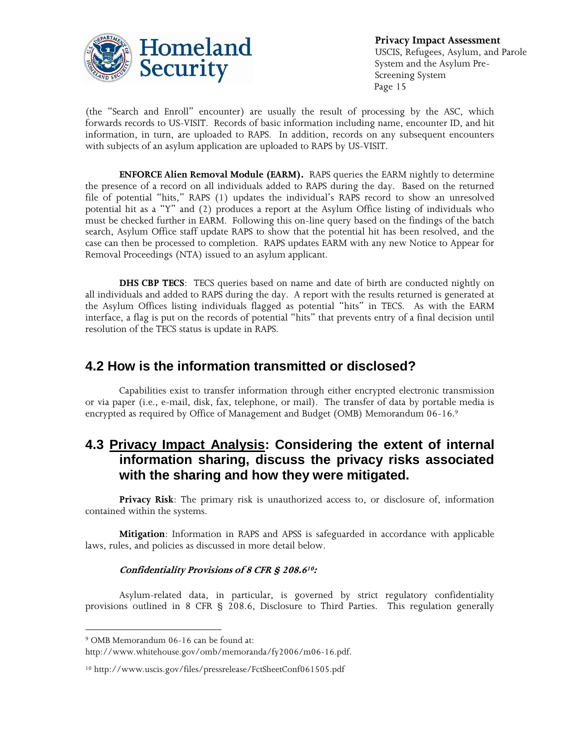(the "Search and Enroll" encounter) are usually the result of processing by the ASC, which forwards records to US-VISIT. Records of basic information including name, encounter ID, and hit information, in turn, are uploaded to RAPS. In addition, records on any subsequent encounters with subjects of an asylum application are uploaded to RAPS by US-VISIT.

**ENFORCE Alien Removal Module (EARM).** RAPS queries the EARM nightly to determine the presence of a record on all individuals added to RAPS during the day. Based on the returned file of potential "hits," RAPS (1) updates the individual's RAPS record to show an unresolved potential hit as a "Y" and (2) produces a report at the Asylum Office listing of individuals who must be checked further in EARM. Following this on-line query based on the findings of the batch search, Asylum Office staff update RAPS to show that the potential hit has been resolved, and the case can then be processed to completion. RAPS updates EARM with any new Notice to Appear for Removal Proceedings (NTA) issued to an asylum applicant.

**DHS CBP TECS**: TECS queries based on name and date of birth are conducted nightly on all individuals and added to RAPS during the day. A report with the results returned is generated at the Asylum Offices listing individuals flagged as potential "hits" in TECS. As with the EARM interface, a flag is put on the records of potential "hits" that prevents entry of a final decision until resolution of the TECS status is update in RAPS.

## 4.2 How is the information transmitted or disclosed?

Capabilities exist to transfer information through either encrypted electronic transmission or via paper (i.e., e-mail, disk, fax, telephone, or mail). The transfer of data by portable media is encrypted as required by Office of Management and Budget (OMB) Memorandum 06-16.[9]

## 4.3 Privacy Impact Analysis: Considering the extent of internal information sharing, discuss the privacy risks associated with the sharing and how they were mitigated.

**Privacy Risk**: The primary risk is unauthorized access to, or disclosure of, information contained within the systems.

**Mitigation**: Information in RAPS and APSS is safeguarded in accordance with applicable laws, rules, and policies as discussed in more detail below.

***Confidentiality Provisions of 8 CFR § 208.6[10]:***

Asylum-related data, in particular, is governed by strict regulatory confidentiality provisions outlined in 8 CFR § 208.6, Disclosure to Third Parties. This regulation generally

---

[9] OMB Memorandum 06-16 can be found at: http://www.whitehouse.gov/omb/memoranda/fy2006/m06-16.pdf.

[10] http://www.uscis.gov/files/pressrelease/FctSheetConf061505.pdf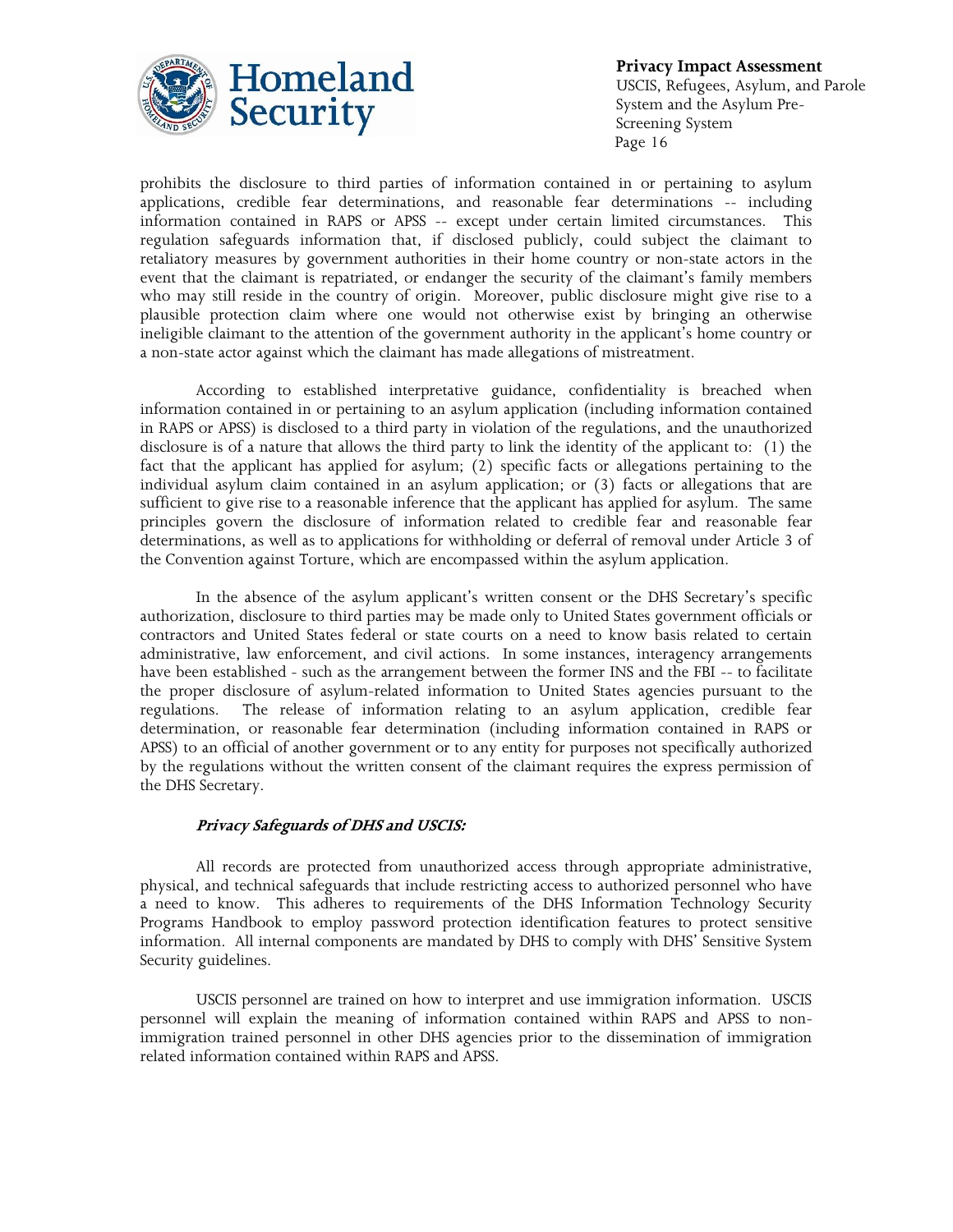prohibits the disclosure to third parties of information contained in or pertaining to asylum applications, credible fear determinations, and reasonable fear determinations -- including information contained in RAPS or APSS -- except under certain limited circumstances. This regulation safeguards information that, if disclosed publicly, could subject the claimant to retaliatory measures by government authorities in their home country or non-state actors in the event that the claimant is repatriated, or endanger the security of the claimant's family members who may still reside in the country of origin. Moreover, public disclosure might give rise to a plausible protection claim where one would not otherwise exist by bringing an otherwise ineligible claimant to the attention of the government authority in the applicant's home country or a non-state actor against which the claimant has made allegations of mistreatment.

According to established interpretative guidance, confidentiality is breached when information contained in or pertaining to an asylum application (including information contained in RAPS or APSS) is disclosed to a third party in violation of the regulations, and the unauthorized disclosure is of a nature that allows the third party to link the identity of the applicant to: (1) the fact that the applicant has applied for asylum; (2) specific facts or allegations pertaining to the individual asylum claim contained in an asylum application; or (3) facts or allegations that are sufficient to give rise to a reasonable inference that the applicant has applied for asylum. The same principles govern the disclosure of information related to credible fear and reasonable fear determinations, as well as to applications for withholding or deferral of removal under Article 3 of the Convention against Torture, which are encompassed within the asylum application.

In the absence of the asylum applicant's written consent or the DHS Secretary's specific authorization, disclosure to third parties may be made only to United States government officials or contractors and United States federal or state courts on a need to know basis related to certain administrative, law enforcement, and civil actions. In some instances, interagency arrangements have been established - such as the arrangement between the former INS and the FBI -- to facilitate the proper disclosure of asylum-related information to United States agencies pursuant to the regulations. The release of information relating to an asylum application, credible fear determination, or reasonable fear determination (including information contained in RAPS or APSS) to an official of another government or to any entity for purposes not specifically authorized by the regulations without the written consent of the claimant requires the express permission of the DHS Secretary.

***Privacy Safeguards of DHS and USCIS:***

All records are protected from unauthorized access through appropriate administrative, physical, and technical safeguards that include restricting access to authorized personnel who have a need to know. This adheres to requirements of the DHS Information Technology Security Programs Handbook to employ password protection identification features to protect sensitive information. All internal components are mandated by DHS to comply with DHS' Sensitive System Security guidelines.

USCIS personnel are trained on how to interpret and use immigration information. USCIS personnel will explain the meaning of information contained within RAPS and APSS to non-immigration trained personnel in other DHS agencies prior to the dissemination of immigration related information contained within RAPS and APSS.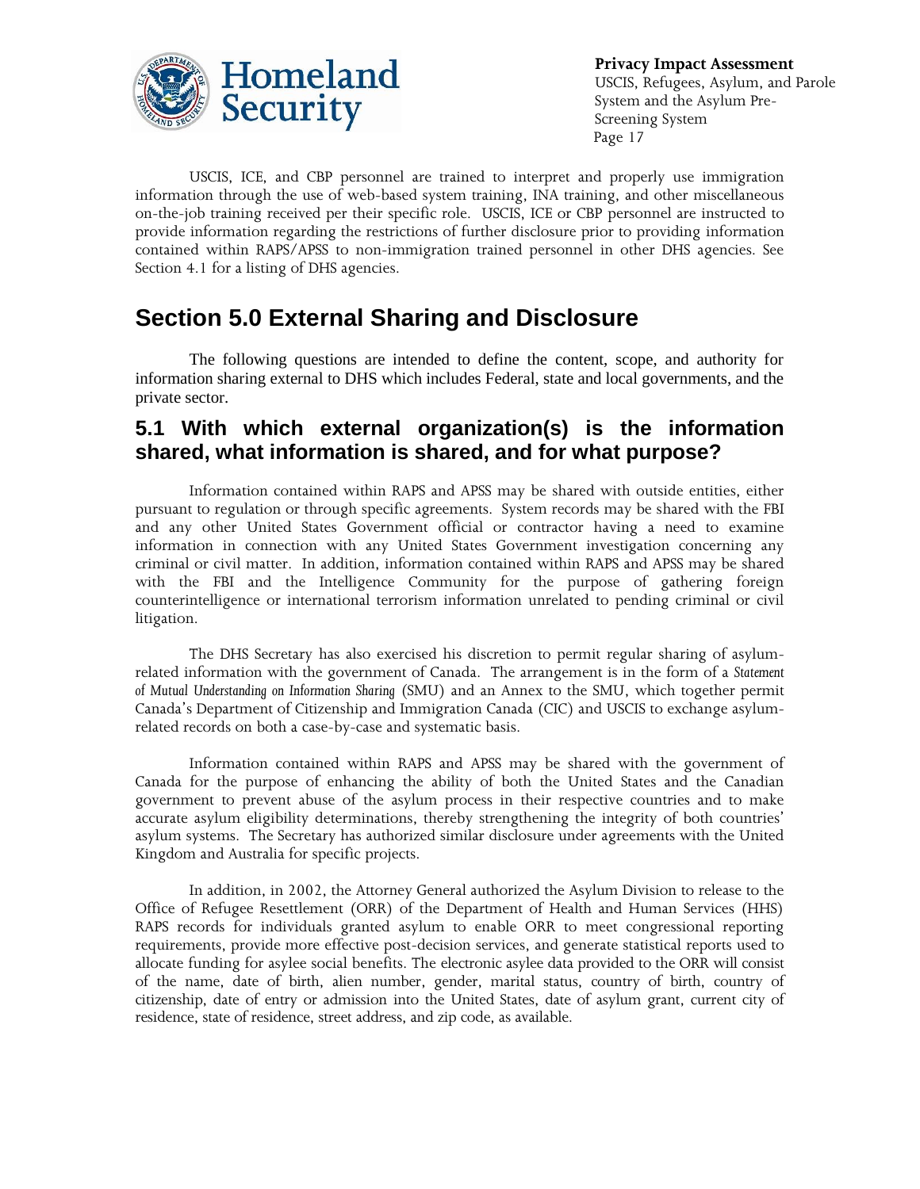USCIS, ICE, and CBP personnel are trained to interpret and properly use immigration information through the use of web-based system training, INA training, and other miscellaneous on-the-job training received per their specific role. USCIS, ICE or CBP personnel are instructed to provide information regarding the restrictions of further disclosure prior to providing information contained within RAPS/APSS to non-immigration trained personnel in other DHS agencies. See Section 4.1 for a listing of DHS agencies.

## Section 5.0 External Sharing and Disclosure

The following questions are intended to define the content, scope, and authority for information sharing external to DHS which includes Federal, state and local governments, and the private sector.

### 5.1 With which external organization(s) is the information shared, what information is shared, and for what purpose?

Information contained within RAPS and APSS may be shared with outside entities, either pursuant to regulation or through specific agreements. System records may be shared with the FBI and any other United States Government official or contractor having a need to examine information in connection with any United States Government investigation concerning any criminal or civil matter. In addition, information contained within RAPS and APSS may be shared with the FBI and the Intelligence Community for the purpose of gathering foreign counterintelligence or international terrorism information unrelated to pending criminal or civil litigation.

The DHS Secretary has also exercised his discretion to permit regular sharing of asylum-related information with the government of Canada. The arrangement is in the form of a *Statement of Mutual Understanding on Information Sharing* (SMU) and an Annex to the SMU, which together permit Canada's Department of Citizenship and Immigration Canada (CIC) and USCIS to exchange asylum-related records on both a case-by-case and systematic basis.

Information contained within RAPS and APSS may be shared with the government of Canada for the purpose of enhancing the ability of both the United States and the Canadian government to prevent abuse of the asylum process in their respective countries and to make accurate asylum eligibility determinations, thereby strengthening the integrity of both countries' asylum systems. The Secretary has authorized similar disclosure under agreements with the United Kingdom and Australia for specific projects.

In addition, in 2002, the Attorney General authorized the Asylum Division to release to the Office of Refugee Resettlement (ORR) of the Department of Health and Human Services (HHS) RAPS records for individuals granted asylum to enable ORR to meet congressional reporting requirements, provide more effective post-decision services, and generate statistical reports used to allocate funding for asylee social benefits. The electronic asylee data provided to the ORR will consist of the name, date of birth, alien number, gender, marital status, country of birth, country of citizenship, date of entry or admission into the United States, date of asylum grant, current city of residence, state of residence, street address, and zip code, as available.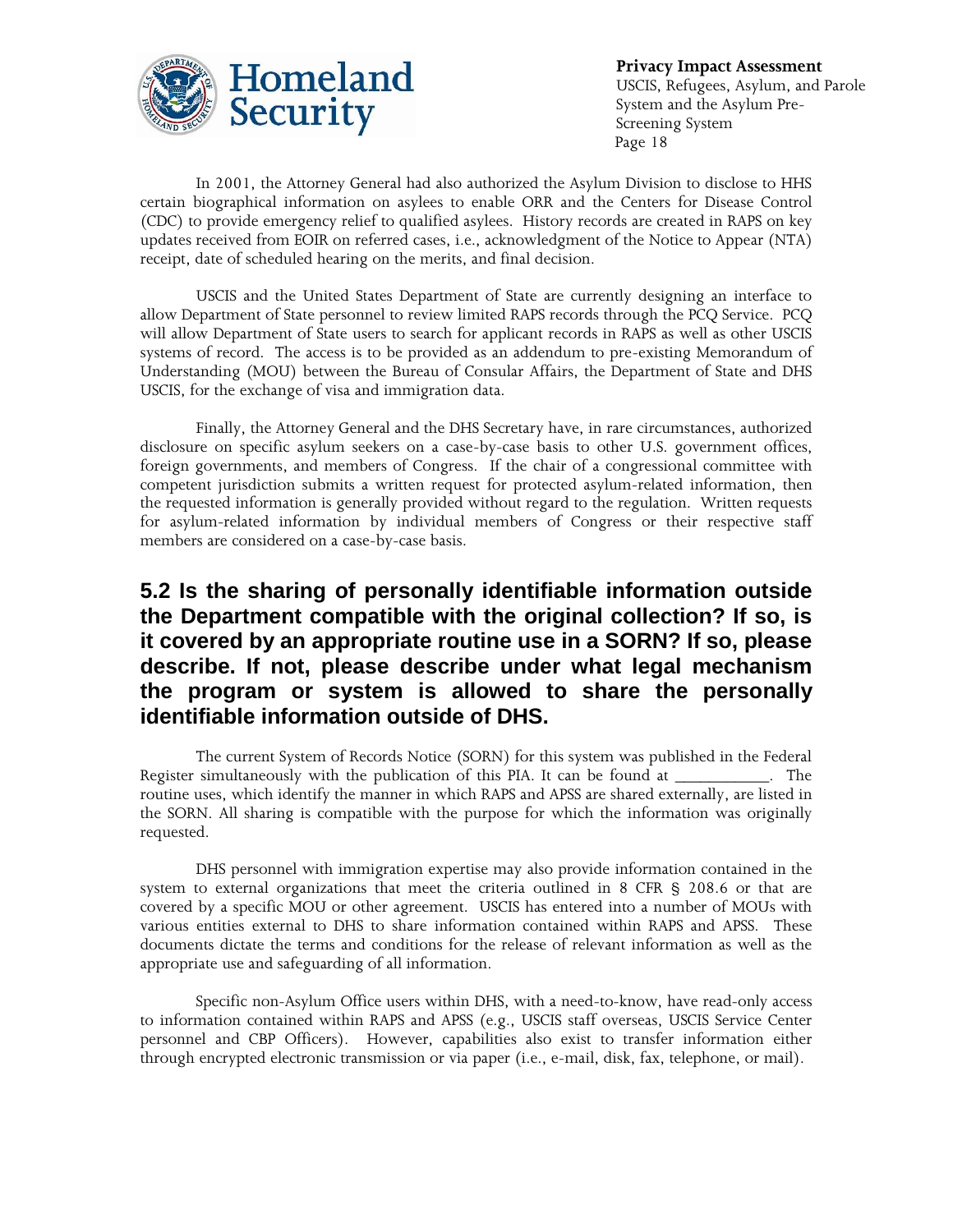In 2001, the Attorney General had also authorized the Asylum Division to disclose to HHS certain biographical information on asylees to enable ORR and the Centers for Disease Control (CDC) to provide emergency relief to qualified asylees. History records are created in RAPS on key updates received from EOIR on referred cases, i.e., acknowledgment of the Notice to Appear (NTA) receipt, date of scheduled hearing on the merits, and final decision.

USCIS and the United States Department of State are currently designing an interface to allow Department of State personnel to review limited RAPS records through the PCQ Service. PCQ will allow Department of State users to search for applicant records in RAPS as well as other USCIS systems of record. The access is to be provided as an addendum to pre-existing Memorandum of Understanding (MOU) between the Bureau of Consular Affairs, the Department of State and DHS USCIS, for the exchange of visa and immigration data.

Finally, the Attorney General and the DHS Secretary have, in rare circumstances, authorized disclosure on specific asylum seekers on a case-by-case basis to other U.S. government offices, foreign governments, and members of Congress. If the chair of a congressional committee with competent jurisdiction submits a written request for protected asylum-related information, then the requested information is generally provided without regard to the regulation. Written requests for asylum-related information by individual members of Congress or their respective staff members are considered on a case-by-case basis.

## 5.2 Is the sharing of personally identifiable information outside the Department compatible with the original collection? If so, is it covered by an appropriate routine use in a SORN? If so, please describe. If not, please describe under what legal mechanism the program or system is allowed to share the personally identifiable information outside of DHS.

The current System of Records Notice (SORN) for this system was published in the Federal Register simultaneously with the publication of this PIA. It can be found at ___________. The routine uses, which identify the manner in which RAPS and APSS are shared externally, are listed in the SORN. All sharing is compatible with the purpose for which the information was originally requested.

DHS personnel with immigration expertise may also provide information contained in the system to external organizations that meet the criteria outlined in 8 CFR § 208.6 or that are covered by a specific MOU or other agreement. USCIS has entered into a number of MOUs with various entities external to DHS to share information contained within RAPS and APSS. These documents dictate the terms and conditions for the release of relevant information as well as the appropriate use and safeguarding of all information.

Specific non-Asylum Office users within DHS, with a need-to-know, have read-only access to information contained within RAPS and APSS (e.g., USCIS staff overseas, USCIS Service Center personnel and CBP Officers). However, capabilities also exist to transfer information either through encrypted electronic transmission or via paper (i.e., e-mail, disk, fax, telephone, or mail).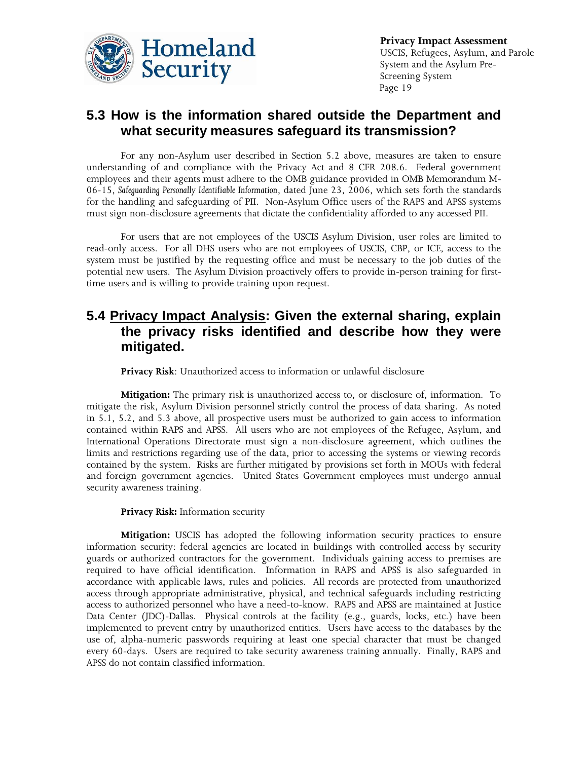## 5.3 How is the information shared outside the Department and what security measures safeguard its transmission?

For any non-Asylum user described in Section 5.2 above, measures are taken to ensure understanding of and compliance with the Privacy Act and 8 CFR 208.6. Federal government employees and their agents must adhere to the OMB guidance provided in OMB Memorandum M-06-15, *Safeguarding Personally Identifiable Information*, dated June 23, 2006, which sets forth the standards for the handling and safeguarding of PII. Non-Asylum Office users of the RAPS and APSS systems must sign non-disclosure agreements that dictate the confidentiality afforded to any accessed PII.

For users that are not employees of the USCIS Asylum Division, user roles are limited to read-only access. For all DHS users who are not employees of USCIS, CBP, or ICE, access to the system must be justified by the requesting office and must be necessary to the job duties of the potential new users. The Asylum Division proactively offers to provide in-person training for first-time users and is willing to provide training upon request.

## 5.4 Privacy Impact Analysis: Given the external sharing, explain the privacy risks identified and describe how they were mitigated.

**Privacy Risk**: Unauthorized access to information or unlawful disclosure

**Mitigation:** The primary risk is unauthorized access to, or disclosure of, information. To mitigate the risk, Asylum Division personnel strictly control the process of data sharing. As noted in 5.1, 5.2, and 5.3 above, all prospective users must be authorized to gain access to information contained within RAPS and APSS. All users who are not employees of the Refugee, Asylum, and International Operations Directorate must sign a non-disclosure agreement, which outlines the limits and restrictions regarding use of the data, prior to accessing the systems or viewing records contained by the system. Risks are further mitigated by provisions set forth in MOUs with federal and foreign government agencies. United States Government employees must undergo annual security awareness training.

**Privacy Risk:** Information security

**Mitigation:** USCIS has adopted the following information security practices to ensure information security: federal agencies are located in buildings with controlled access by security guards or authorized contractors for the government. Individuals gaining access to premises are required to have official identification. Information in RAPS and APSS is also safeguarded in accordance with applicable laws, rules and policies. All records are protected from unauthorized access through appropriate administrative, physical, and technical safeguards including restricting access to authorized personnel who have a need-to-know. RAPS and APSS are maintained at Justice Data Center (JDC)-Dallas. Physical controls at the facility (e.g., guards, locks, etc.) have been implemented to prevent entry by unauthorized entities. Users have access to the databases by the use of, alpha-numeric passwords requiring at least one special character that must be changed every 60-days. Users are required to take security awareness training annually. Finally, RAPS and APSS do not contain classified information.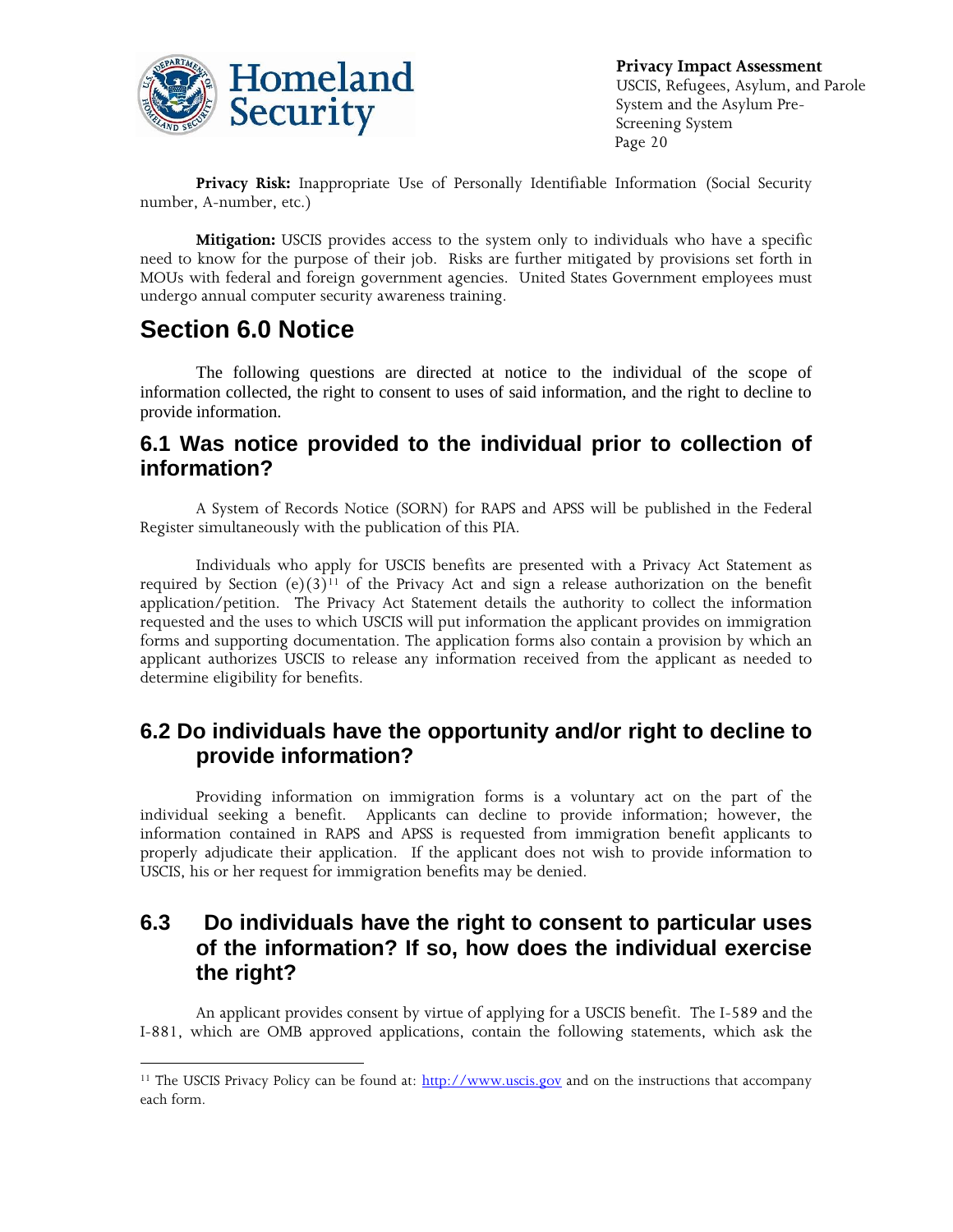**Privacy Risk:** Inappropriate Use of Personally Identifiable Information (Social Security number, A-number, etc.)

**Mitigation:** USCIS provides access to the system only to individuals who have a specific need to know for the purpose of their job. Risks are further mitigated by provisions set forth in MOUs with federal and foreign government agencies. United States Government employees must undergo annual computer security awareness training.

# Section 6.0 Notice

The following questions are directed at notice to the individual of the scope of information collected, the right to consent to uses of said information, and the right to decline to provide information.

## 6.1 Was notice provided to the individual prior to collection of information?

A System of Records Notice (SORN) for RAPS and APSS will be published in the Federal Register simultaneously with the publication of this PIA.

Individuals who apply for USCIS benefits are presented with a Privacy Act Statement as required by Section (e)(3)[11] of the Privacy Act and sign a release authorization on the benefit application/petition. The Privacy Act Statement details the authority to collect the information requested and the uses to which USCIS will put information the applicant provides on immigration forms and supporting documentation. The application forms also contain a provision by which an applicant authorizes USCIS to release any information received from the applicant as needed to determine eligibility for benefits.

## 6.2 Do individuals have the opportunity and/or right to decline to provide information?

Providing information on immigration forms is a voluntary act on the part of the individual seeking a benefit. Applicants can decline to provide information; however, the information contained in RAPS and APSS is requested from immigration benefit applicants to properly adjudicate their application. If the applicant does not wish to provide information to USCIS, his or her request for immigration benefits may be denied.

## 6.3 Do individuals have the right to consent to particular uses of the information? If so, how does the individual exercise the right?

An applicant provides consent by virtue of applying for a USCIS benefit. The I-589 and the I-881, which are OMB approved applications, contain the following statements, which ask the

[11] The USCIS Privacy Policy can be found at: http://www.uscis.gov and on the instructions that accompany each form.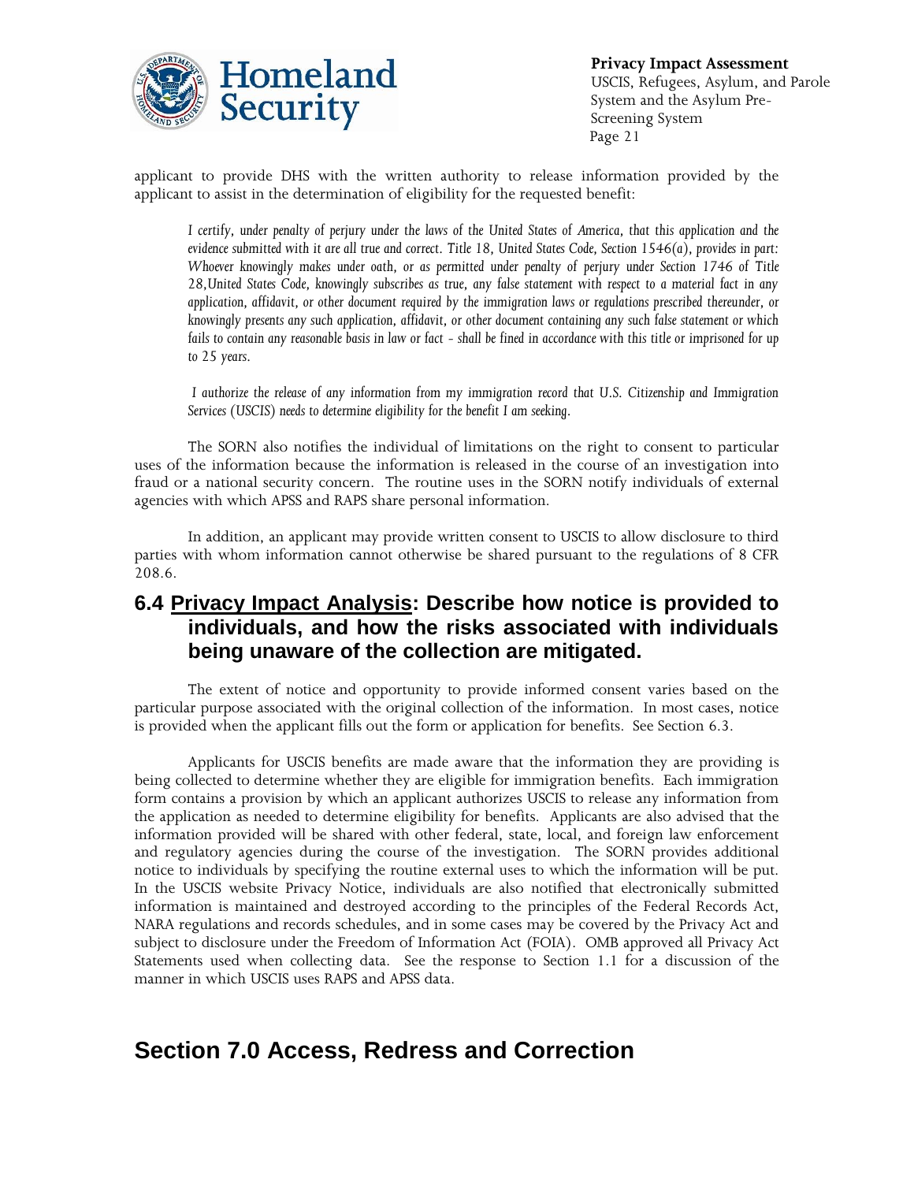applicant to provide DHS with the written authority to release information provided by the applicant to assist in the determination of eligibility for the requested benefit:

> *I certify, under penalty of perjury under the laws of the United States of America, that this application and the evidence submitted with it are all true and correct. Title 18, United States Code, Section 1546(a), provides in part: Whoever knowingly makes under oath, or as permitted under penalty of perjury under Section 1746 of Title 28,United States Code, knowingly subscribes as true, any false statement with respect to a material fact in any application, affidavit, or other document required by the immigration laws or regulations prescribed thereunder, or knowingly presents any such application, affidavit, or other document containing any such false statement or which fails to contain any reasonable basis in law or fact - shall be fined in accordance with this title or imprisoned for up to 25 years.*
>
> *I authorize the release of any information from my immigration record that U.S. Citizenship and Immigration Services (USCIS) needs to determine eligibility for the benefit I am seeking.*

The SORN also notifies the individual of limitations on the right to consent to particular uses of the information because the information is released in the course of an investigation into fraud or a national security concern. The routine uses in the SORN notify individuals of external agencies with which APSS and RAPS share personal information.

In addition, an applicant may provide written consent to USCIS to allow disclosure to third parties with whom information cannot otherwise be shared pursuant to the regulations of 8 CFR 208.6.

### 6.4 Privacy Impact Analysis: Describe how notice is provided to individuals, and how the risks associated with individuals being unaware of the collection are mitigated.

The extent of notice and opportunity to provide informed consent varies based on the particular purpose associated with the original collection of the information. In most cases, notice is provided when the applicant fills out the form or application for benefits. See Section 6.3.

Applicants for USCIS benefits are made aware that the information they are providing is being collected to determine whether they are eligible for immigration benefits. Each immigration form contains a provision by which an applicant authorizes USCIS to release any information from the application as needed to determine eligibility for benefits. Applicants are also advised that the information provided will be shared with other federal, state, local, and foreign law enforcement and regulatory agencies during the course of the investigation. The SORN provides additional notice to individuals by specifying the routine external uses to which the information will be put. In the USCIS website Privacy Notice, individuals are also notified that electronically submitted information is maintained and destroyed according to the principles of the Federal Records Act, NARA regulations and records schedules, and in some cases may be covered by the Privacy Act and subject to disclosure under the Freedom of Information Act (FOIA). OMB approved all Privacy Act Statements used when collecting data. See the response to Section 1.1 for a discussion of the manner in which USCIS uses RAPS and APSS data.

## Section 7.0 Access, Redress and Correction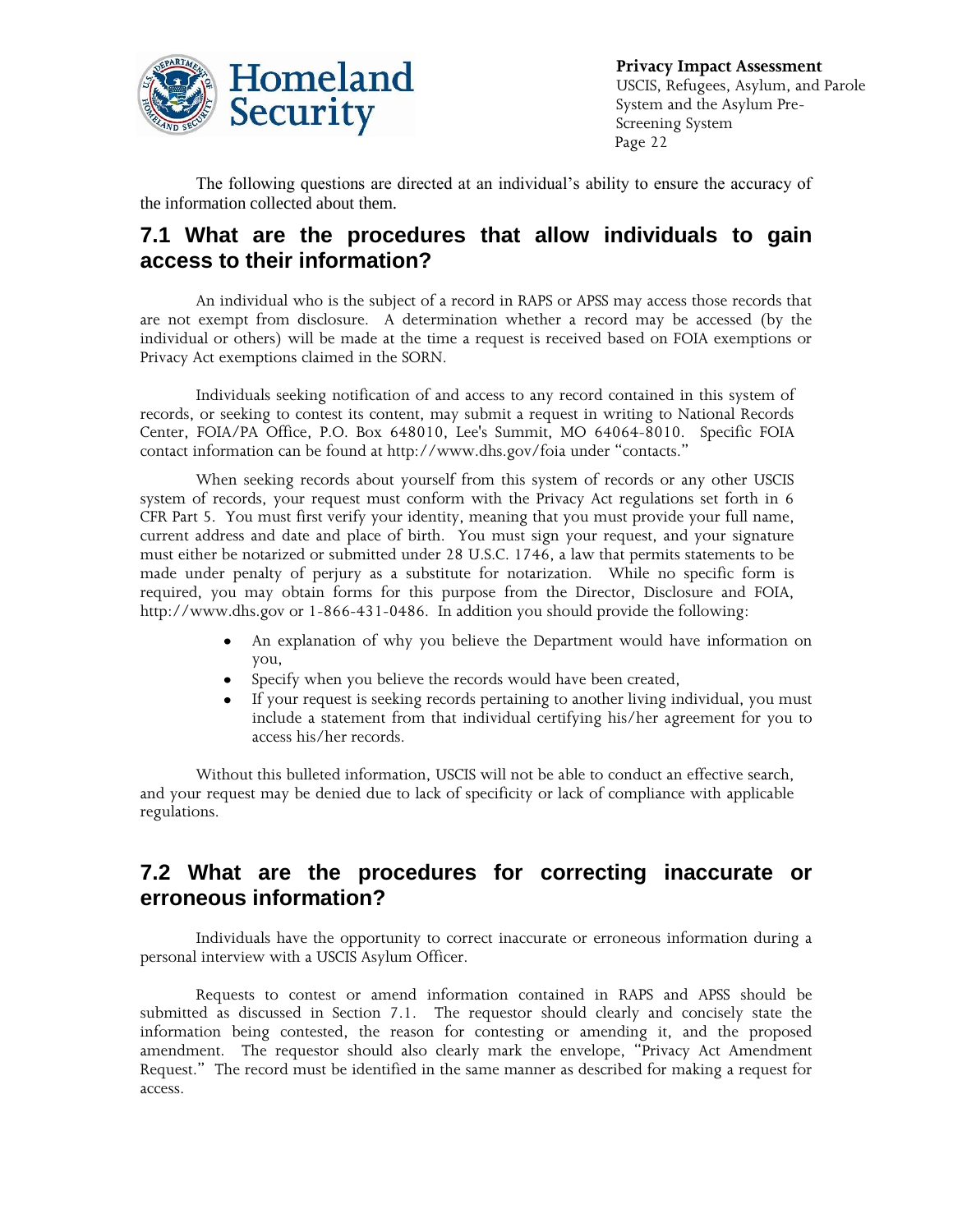The following questions are directed at an individual's ability to ensure the accuracy of the information collected about them.

## 7.1 What are the procedures that allow individuals to gain access to their information?

An individual who is the subject of a record in RAPS or APSS may access those records that are not exempt from disclosure. A determination whether a record may be accessed (by the individual or others) will be made at the time a request is received based on FOIA exemptions or Privacy Act exemptions claimed in the SORN.

Individuals seeking notification of and access to any record contained in this system of records, or seeking to contest its content, may submit a request in writing to National Records Center, FOIA/PA Office, P.O. Box 648010, Lee's Summit, MO 64064-8010. Specific FOIA contact information can be found at http://www.dhs.gov/foia under "contacts."

When seeking records about yourself from this system of records or any other USCIS system of records, your request must conform with the Privacy Act regulations set forth in 6 CFR Part 5. You must first verify your identity, meaning that you must provide your full name, current address and date and place of birth. You must sign your request, and your signature must either be notarized or submitted under 28 U.S.C. 1746, a law that permits statements to be made under penalty of perjury as a substitute for notarization. While no specific form is required, you may obtain forms for this purpose from the Director, Disclosure and FOIA, http://www.dhs.gov or 1-866-431-0486. In addition you should provide the following:

- An explanation of why you believe the Department would have information on you,
- Specify when you believe the records would have been created,
- If your request is seeking records pertaining to another living individual, you must include a statement from that individual certifying his/her agreement for you to access his/her records.

Without this bulleted information, USCIS will not be able to conduct an effective search, and your request may be denied due to lack of specificity or lack of compliance with applicable regulations.

## 7.2 What are the procedures for correcting inaccurate or erroneous information?

Individuals have the opportunity to correct inaccurate or erroneous information during a personal interview with a USCIS Asylum Officer.

Requests to contest or amend information contained in RAPS and APSS should be submitted as discussed in Section 7.1. The requestor should clearly and concisely state the information being contested, the reason for contesting or amending it, and the proposed amendment. The requestor should also clearly mark the envelope, "Privacy Act Amendment Request." The record must be identified in the same manner as described for making a request for access.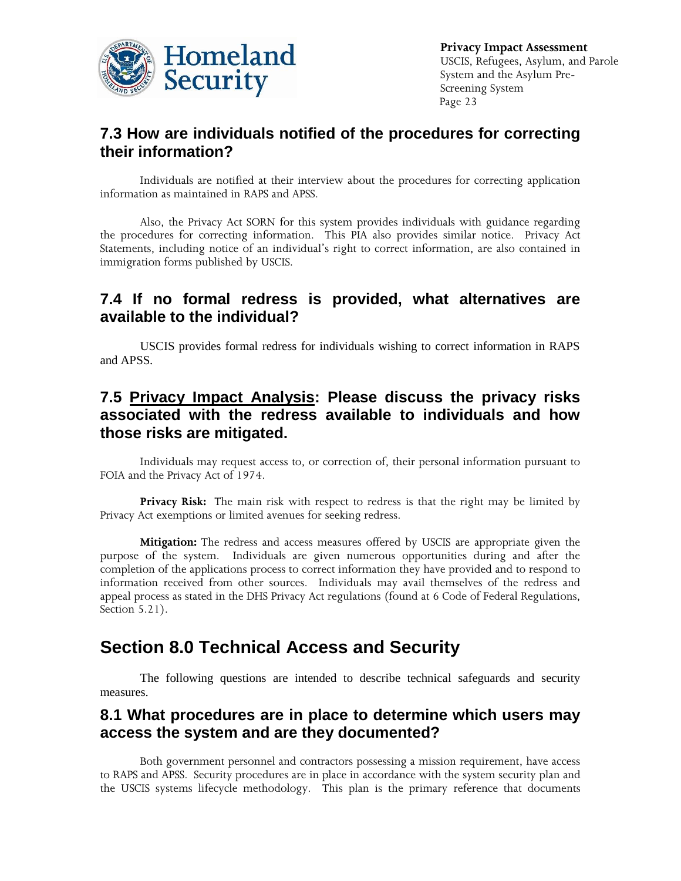### 7.3 How are individuals notified of the procedures for correcting their information?

Individuals are notified at their interview about the procedures for correcting application information as maintained in RAPS and APSS.

Also, the Privacy Act SORN for this system provides individuals with guidance regarding the procedures for correcting information. This PIA also provides similar notice. Privacy Act Statements, including notice of an individual's right to correct information, are also contained in immigration forms published by USCIS.

### 7.4 If no formal redress is provided, what alternatives are available to the individual?

USCIS provides formal redress for individuals wishing to correct information in RAPS and APSS.

### 7.5 Privacy Impact Analysis: Please discuss the privacy risks associated with the redress available to individuals and how those risks are mitigated.

Individuals may request access to, or correction of, their personal information pursuant to FOIA and the Privacy Act of 1974.

**Privacy Risk:** The main risk with respect to redress is that the right may be limited by Privacy Act exemptions or limited avenues for seeking redress.

**Mitigation:** The redress and access measures offered by USCIS are appropriate given the purpose of the system. Individuals are given numerous opportunities during and after the completion of the applications process to correct information they have provided and to respond to information received from other sources. Individuals may avail themselves of the redress and appeal process as stated in the DHS Privacy Act regulations (found at 6 Code of Federal Regulations, Section 5.21).

## Section 8.0 Technical Access and Security

The following questions are intended to describe technical safeguards and security measures.

### 8.1 What procedures are in place to determine which users may access the system and are they documented?

Both government personnel and contractors possessing a mission requirement, have access to RAPS and APSS. Security procedures are in place in accordance with the system security plan and the USCIS systems lifecycle methodology. This plan is the primary reference that documents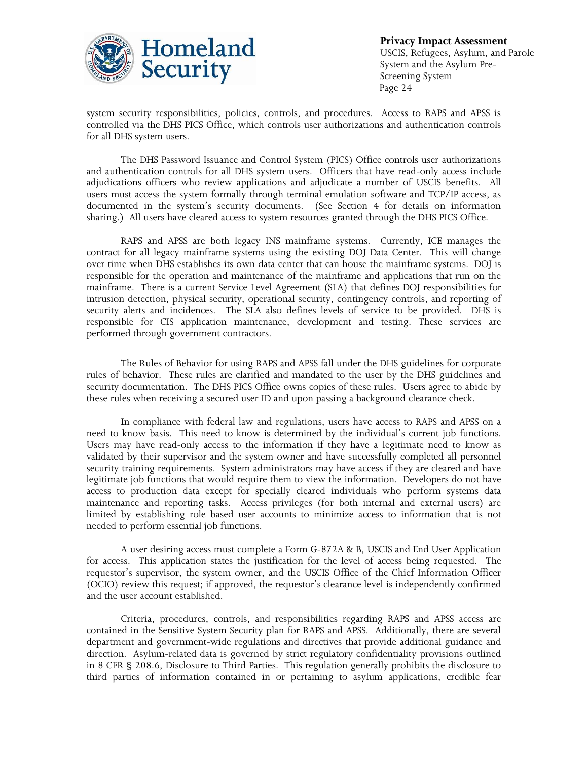system security responsibilities, policies, controls, and procedures. Access to RAPS and APSS is controlled via the DHS PICS Office, which controls user authorizations and authentication controls for all DHS system users.

The DHS Password Issuance and Control System (PICS) Office controls user authorizations and authentication controls for all DHS system users. Officers that have read-only access include adjudications officers who review applications and adjudicate a number of USCIS benefits. All users must access the system formally through terminal emulation software and TCP/IP access, as documented in the system's security documents. (See Section 4 for details on information sharing.) All users have cleared access to system resources granted through the DHS PICS Office.

RAPS and APSS are both legacy INS mainframe systems. Currently, ICE manages the contract for all legacy mainframe systems using the existing DOJ Data Center. This will change over time when DHS establishes its own data center that can house the mainframe systems. DOJ is responsible for the operation and maintenance of the mainframe and applications that run on the mainframe. There is a current Service Level Agreement (SLA) that defines DOJ responsibilities for intrusion detection, physical security, operational security, contingency controls, and reporting of security alerts and incidences. The SLA also defines levels of service to be provided. DHS is responsible for CIS application maintenance, development and testing. These services are performed through government contractors.

The Rules of Behavior for using RAPS and APSS fall under the DHS guidelines for corporate rules of behavior. These rules are clarified and mandated to the user by the DHS guidelines and security documentation. The DHS PICS Office owns copies of these rules. Users agree to abide by these rules when receiving a secured user ID and upon passing a background clearance check.

In compliance with federal law and regulations, users have access to RAPS and APSS on a need to know basis. This need to know is determined by the individual's current job functions. Users may have read-only access to the information if they have a legitimate need to know as validated by their supervisor and the system owner and have successfully completed all personnel security training requirements. System administrators may have access if they are cleared and have legitimate job functions that would require them to view the information. Developers do not have access to production data except for specially cleared individuals who perform systems data maintenance and reporting tasks. Access privileges (for both internal and external users) are limited by establishing role based user accounts to minimize access to information that is not needed to perform essential job functions.

A user desiring access must complete a Form G-872A & B, USCIS and End User Application for access. This application states the justification for the level of access being requested. The requestor's supervisor, the system owner, and the USCIS Office of the Chief Information Officer (OCIO) review this request; if approved, the requestor's clearance level is independently confirmed and the user account established.

Criteria, procedures, controls, and responsibilities regarding RAPS and APSS access are contained in the Sensitive System Security plan for RAPS and APSS. Additionally, there are several department and government-wide regulations and directives that provide additional guidance and direction. Asylum-related data is governed by strict regulatory confidentiality provisions outlined in 8 CFR § 208.6, Disclosure to Third Parties. This regulation generally prohibits the disclosure to third parties of information contained in or pertaining to asylum applications, credible fear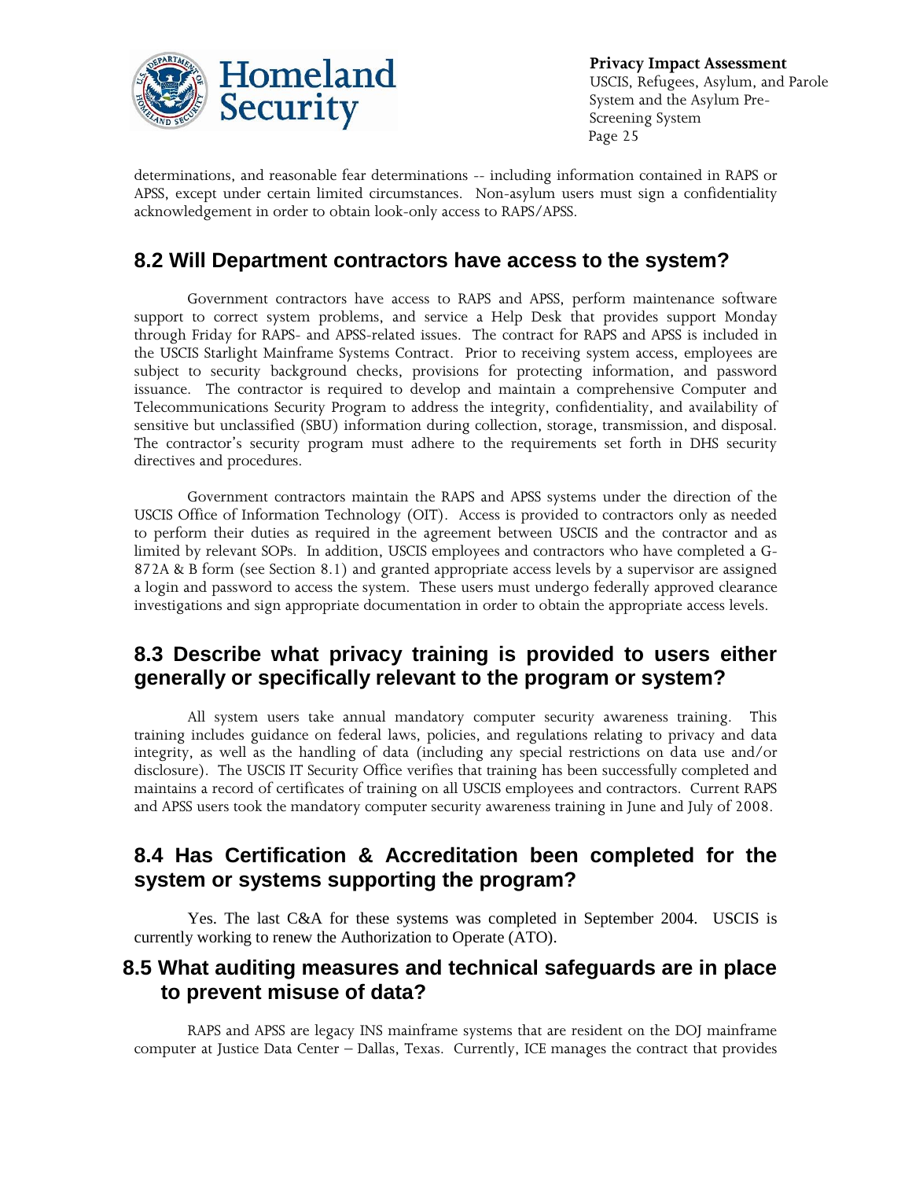determinations, and reasonable fear determinations -- including information contained in RAPS or APSS, except under certain limited circumstances. Non-asylum users must sign a confidentiality acknowledgement in order to obtain look-only access to RAPS/APSS.

## 8.2 Will Department contractors have access to the system?

Government contractors have access to RAPS and APSS, perform maintenance software support to correct system problems, and service a Help Desk that provides support Monday through Friday for RAPS- and APSS-related issues. The contract for RAPS and APSS is included in the USCIS Starlight Mainframe Systems Contract. Prior to receiving system access, employees are subject to security background checks, provisions for protecting information, and password issuance. The contractor is required to develop and maintain a comprehensive Computer and Telecommunications Security Program to address the integrity, confidentiality, and availability of sensitive but unclassified (SBU) information during collection, storage, transmission, and disposal. The contractor's security program must adhere to the requirements set forth in DHS security directives and procedures.

Government contractors maintain the RAPS and APSS systems under the direction of the USCIS Office of Information Technology (OIT). Access is provided to contractors only as needed to perform their duties as required in the agreement between USCIS and the contractor and as limited by relevant SOPs. In addition, USCIS employees and contractors who have completed a G-872A & B form (see Section 8.1) and granted appropriate access levels by a supervisor are assigned a login and password to access the system. These users must undergo federally approved clearance investigations and sign appropriate documentation in order to obtain the appropriate access levels.

## 8.3 Describe what privacy training is provided to users either generally or specifically relevant to the program or system?

All system users take annual mandatory computer security awareness training. This training includes guidance on federal laws, policies, and regulations relating to privacy and data integrity, as well as the handling of data (including any special restrictions on data use and/or disclosure). The USCIS IT Security Office verifies that training has been successfully completed and maintains a record of certificates of training on all USCIS employees and contractors. Current RAPS and APSS users took the mandatory computer security awareness training in June and July of 2008.

## 8.4 Has Certification & Accreditation been completed for the system or systems supporting the program?

Yes. The last C&A for these systems was completed in September 2004. USCIS is currently working to renew the Authorization to Operate (ATO).

## 8.5 What auditing measures and technical safeguards are in place to prevent misuse of data?

RAPS and APSS are legacy INS mainframe systems that are resident on the DOJ mainframe computer at Justice Data Center – Dallas, Texas. Currently, ICE manages the contract that provides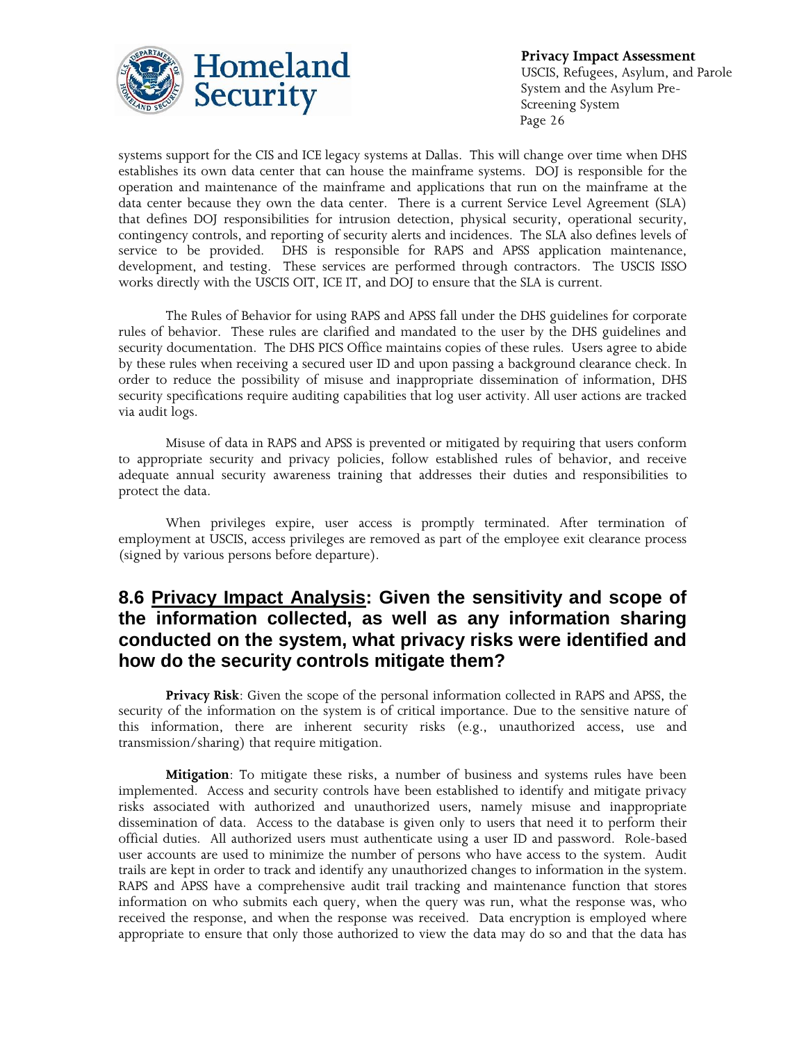systems support for the CIS and ICE legacy systems at Dallas. This will change over time when DHS establishes its own data center that can house the mainframe systems. DOJ is responsible for the operation and maintenance of the mainframe and applications that run on the mainframe at the data center because they own the data center. There is a current Service Level Agreement (SLA) that defines DOJ responsibilities for intrusion detection, physical security, operational security, contingency controls, and reporting of security alerts and incidences. The SLA also defines levels of service to be provided. DHS is responsible for RAPS and APSS application maintenance, development, and testing. These services are performed through contractors. The USCIS ISSO works directly with the USCIS OIT, ICE IT, and DOJ to ensure that the SLA is current.

The Rules of Behavior for using RAPS and APSS fall under the DHS guidelines for corporate rules of behavior. These rules are clarified and mandated to the user by the DHS guidelines and security documentation. The DHS PICS Office maintains copies of these rules. Users agree to abide by these rules when receiving a secured user ID and upon passing a background clearance check. In order to reduce the possibility of misuse and inappropriate dissemination of information, DHS security specifications require auditing capabilities that log user activity. All user actions are tracked via audit logs.

Misuse of data in RAPS and APSS is prevented or mitigated by requiring that users conform to appropriate security and privacy policies, follow established rules of behavior, and receive adequate annual security awareness training that addresses their duties and responsibilities to protect the data.

When privileges expire, user access is promptly terminated. After termination of employment at USCIS, access privileges are removed as part of the employee exit clearance process (signed by various persons before departure).

## 8.6 Privacy Impact Analysis: Given the sensitivity and scope of the information collected, as well as any information sharing conducted on the system, what privacy risks were identified and how do the security controls mitigate them?

**Privacy Risk**: Given the scope of the personal information collected in RAPS and APSS, the security of the information on the system is of critical importance. Due to the sensitive nature of this information, there are inherent security risks (e.g., unauthorized access, use and transmission/sharing) that require mitigation.

**Mitigation**: To mitigate these risks, a number of business and systems rules have been implemented. Access and security controls have been established to identify and mitigate privacy risks associated with authorized and unauthorized users, namely misuse and inappropriate dissemination of data. Access to the database is given only to users that need it to perform their official duties. All authorized users must authenticate using a user ID and password. Role-based user accounts are used to minimize the number of persons who have access to the system. Audit trails are kept in order to track and identify any unauthorized changes to information in the system. RAPS and APSS have a comprehensive audit trail tracking and maintenance function that stores information on who submits each query, when the query was run, what the response was, who received the response, and when the response was received. Data encryption is employed where appropriate to ensure that only those authorized to view the data may do so and that the data has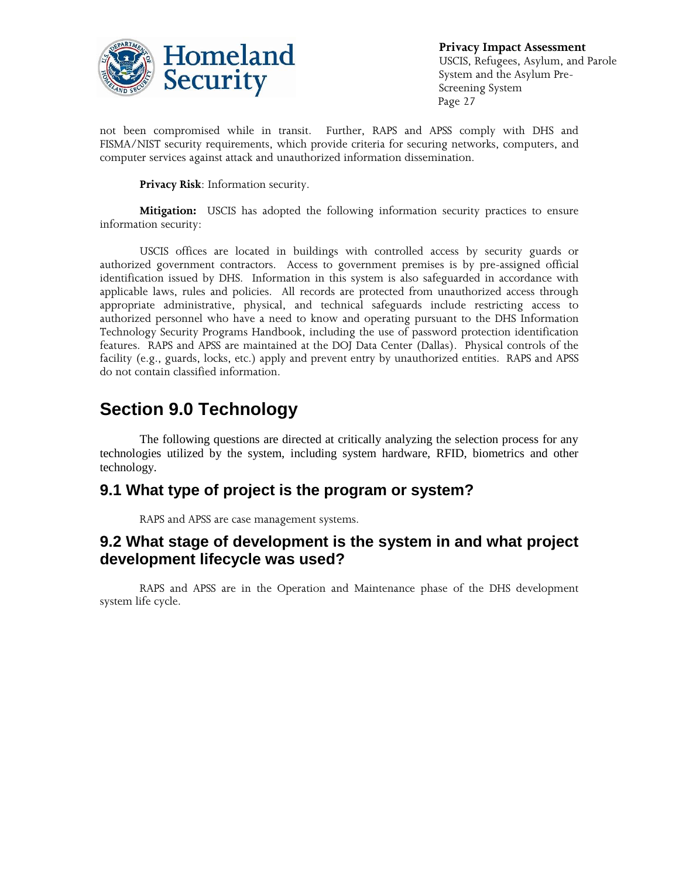not been compromised while in transit. Further, RAPS and APSS comply with DHS and FISMA/NIST security requirements, which provide criteria for securing networks, computers, and computer services against attack and unauthorized information dissemination.

**Privacy Risk**: Information security.

**Mitigation:** USCIS has adopted the following information security practices to ensure information security:

USCIS offices are located in buildings with controlled access by security guards or authorized government contractors. Access to government premises is by pre-assigned official identification issued by DHS. Information in this system is also safeguarded in accordance with applicable laws, rules and policies. All records are protected from unauthorized access through appropriate administrative, physical, and technical safeguards include restricting access to authorized personnel who have a need to know and operating pursuant to the DHS Information Technology Security Programs Handbook, including the use of password protection identification features. RAPS and APSS are maintained at the DOJ Data Center (Dallas). Physical controls of the facility (e.g., guards, locks, etc.) apply and prevent entry by unauthorized entities. RAPS and APSS do not contain classified information.

# Section 9.0 Technology

The following questions are directed at critically analyzing the selection process for any technologies utilized by the system, including system hardware, RFID, biometrics and other technology.

## 9.1 What type of project is the program or system?

RAPS and APSS are case management systems.

## 9.2 What stage of development is the system in and what project development lifecycle was used?

RAPS and APSS are in the Operation and Maintenance phase of the DHS development system life cycle.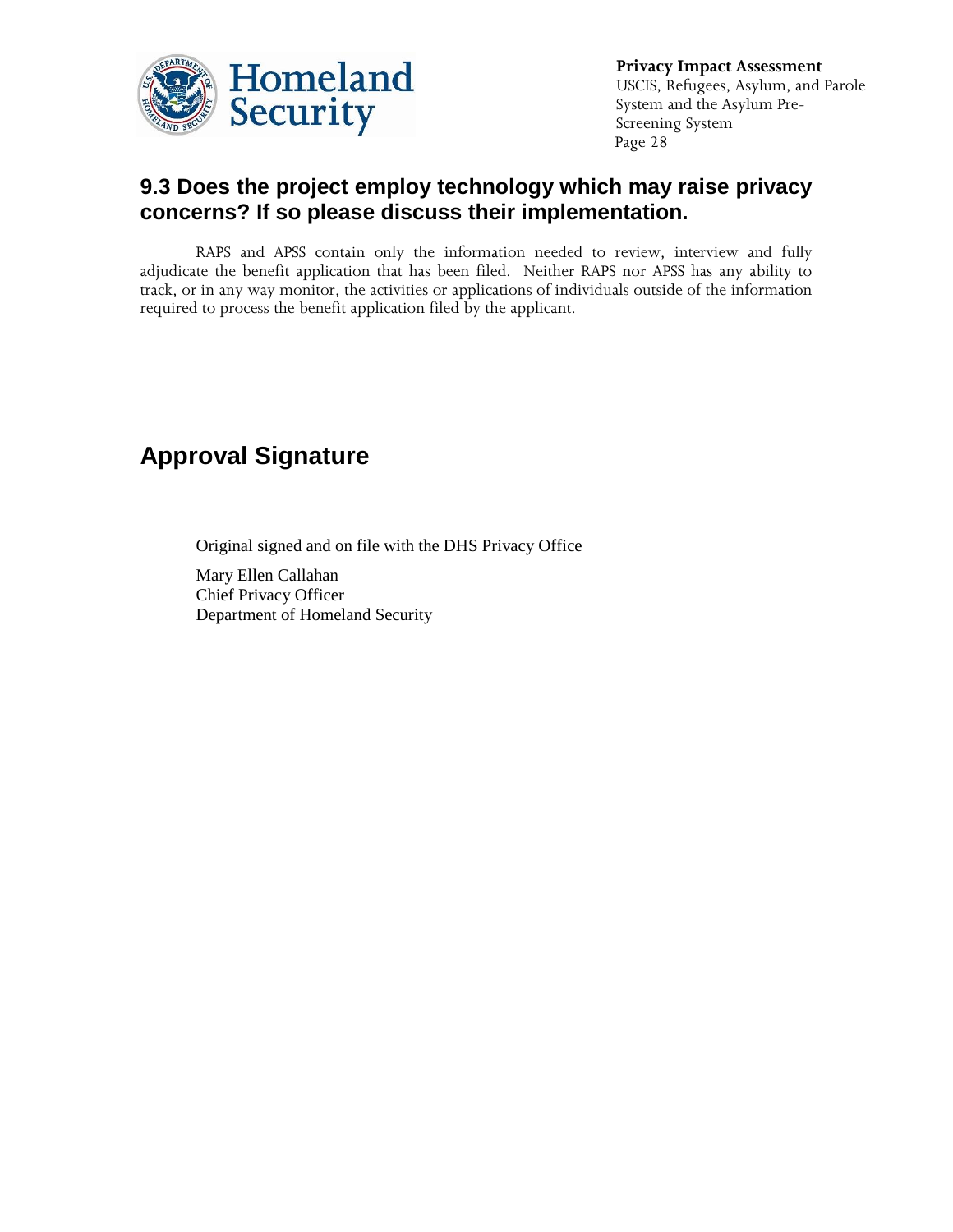### 9.3 Does the project employ technology which may raise privacy concerns? If so please discuss their implementation.

RAPS and APSS contain only the information needed to review, interview and fully adjudicate the benefit application that has been filed. Neither RAPS nor APSS has any ability to track, or in any way monitor, the activities or applications of individuals outside of the information required to process the benefit application filed by the applicant.

## Approval Signature

Original signed and on file with the DHS Privacy Office

Mary Ellen Callahan
Chief Privacy Officer
Department of Homeland Security